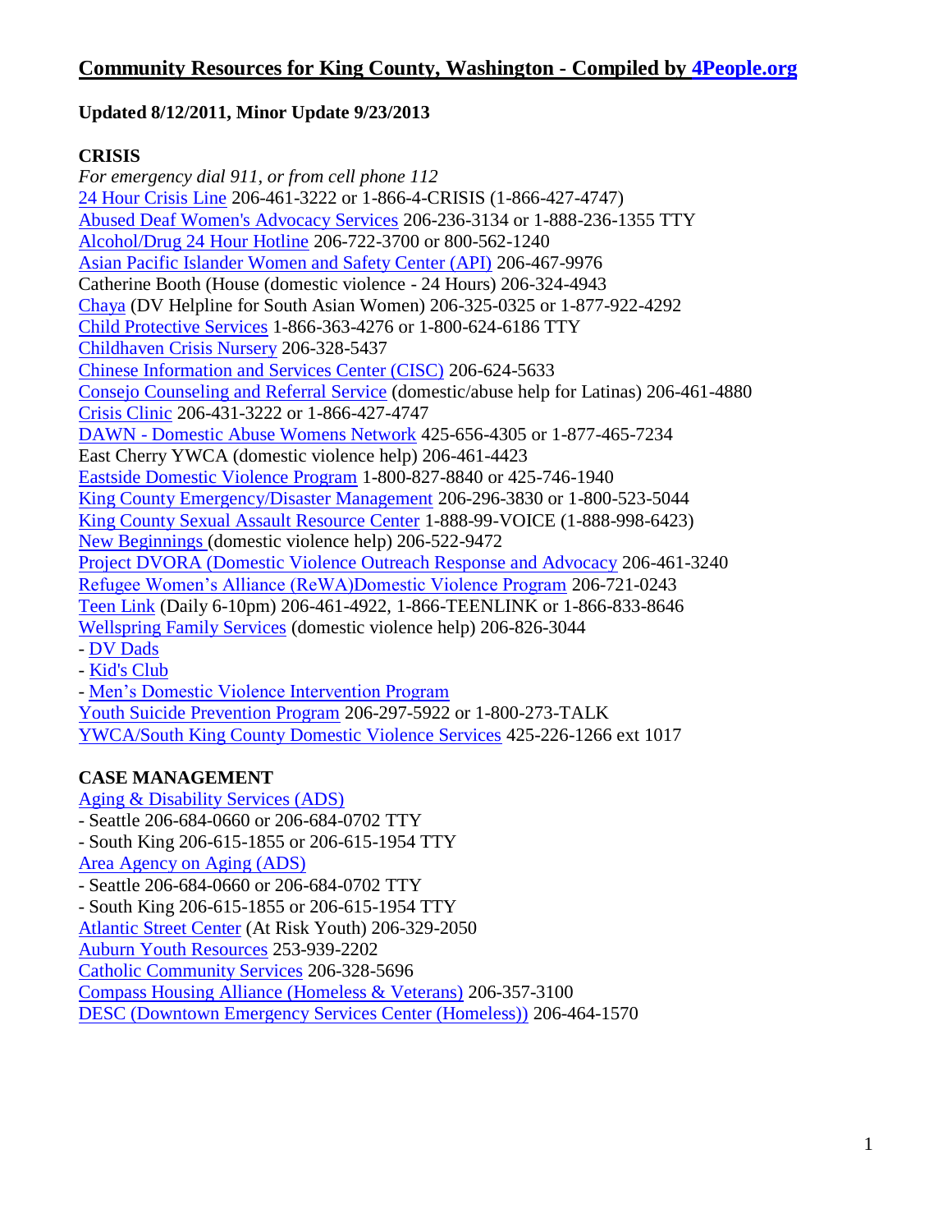# Community Resources for King County, Washington - Compiled by 4People.org

**Updated 8/12/2011, Minor Update 9/23/2013**

## CRISIS

*For emergency dial 911, or from cell phone 112*

24 Hour Crisis Line 206-461-3222 or 1-866-4-CRISIS (1-866-427-4747)
Abused Deaf Women's Advocacy Services 206-236-3134 or 1-888-236-1355 TTY
Alcohol/Drug 24 Hour Hotline 206-722-3700 or 800-562-1240
Asian Pacific Islander Women and Safety Center (API) 206-467-9976
Catherine Booth (House (domestic violence - 24 Hours) 206-324-4943
Chaya (DV Helpline for South Asian Women) 206-325-0325 or 1-877-922-4292
Child Protective Services 1-866-363-4276 or 1-800-624-6186 TTY
Childhaven Crisis Nursery 206-328-5437
Chinese Information and Services Center (CISC) 206-624-5633
Consejo Counseling and Referral Service (domestic/abuse help for Latinas) 206-461-4880
Crisis Clinic 206-431-3222 or 1-866-427-4747
DAWN - Domestic Abuse Womens Network 425-656-4305 or 1-877-465-7234
East Cherry YWCA (domestic violence help) 206-461-4423
Eastside Domestic Violence Program 1-800-827-8840 or 425-746-1940
King County Emergency/Disaster Management 206-296-3830 or 1-800-523-5044
King County Sexual Assault Resource Center 1-888-99-VOICE (1-888-998-6423)
New Beginnings (domestic violence help) 206-522-9472
Project DVORA (Domestic Violence Outreach Response and Advocacy 206-461-3240
Refugee Women's Alliance (ReWA)Domestic Violence Program 206-721-0243
Teen Link (Daily 6-10pm) 206-461-4922, 1-866-TEENLINK or 1-866-833-8646
Wellspring Family Services (domestic violence help) 206-826-3044
- DV Dads
- Kid's Club
- Men's Domestic Violence Intervention Program

Youth Suicide Prevention Program 206-297-5922 or 1-800-273-TALK
YWCA/South King County Domestic Violence Services 425-226-1266 ext 1017

## CASE MANAGEMENT

Aging & Disability Services (ADS)
- Seattle 206-684-0660 or 206-684-0702 TTY
- South King 206-615-1855 or 206-615-1954 TTY

Area Agency on Aging (ADS)
- Seattle 206-684-0660 or 206-684-0702 TTY
- South King 206-615-1855 or 206-615-1954 TTY

Atlantic Street Center (At Risk Youth) 206-329-2050
Auburn Youth Resources 253-939-2202
Catholic Community Services 206-328-5696
Compass Housing Alliance (Homeless & Veterans) 206-357-3100
DESC (Downtown Emergency Services Center (Homeless)) 206-464-1570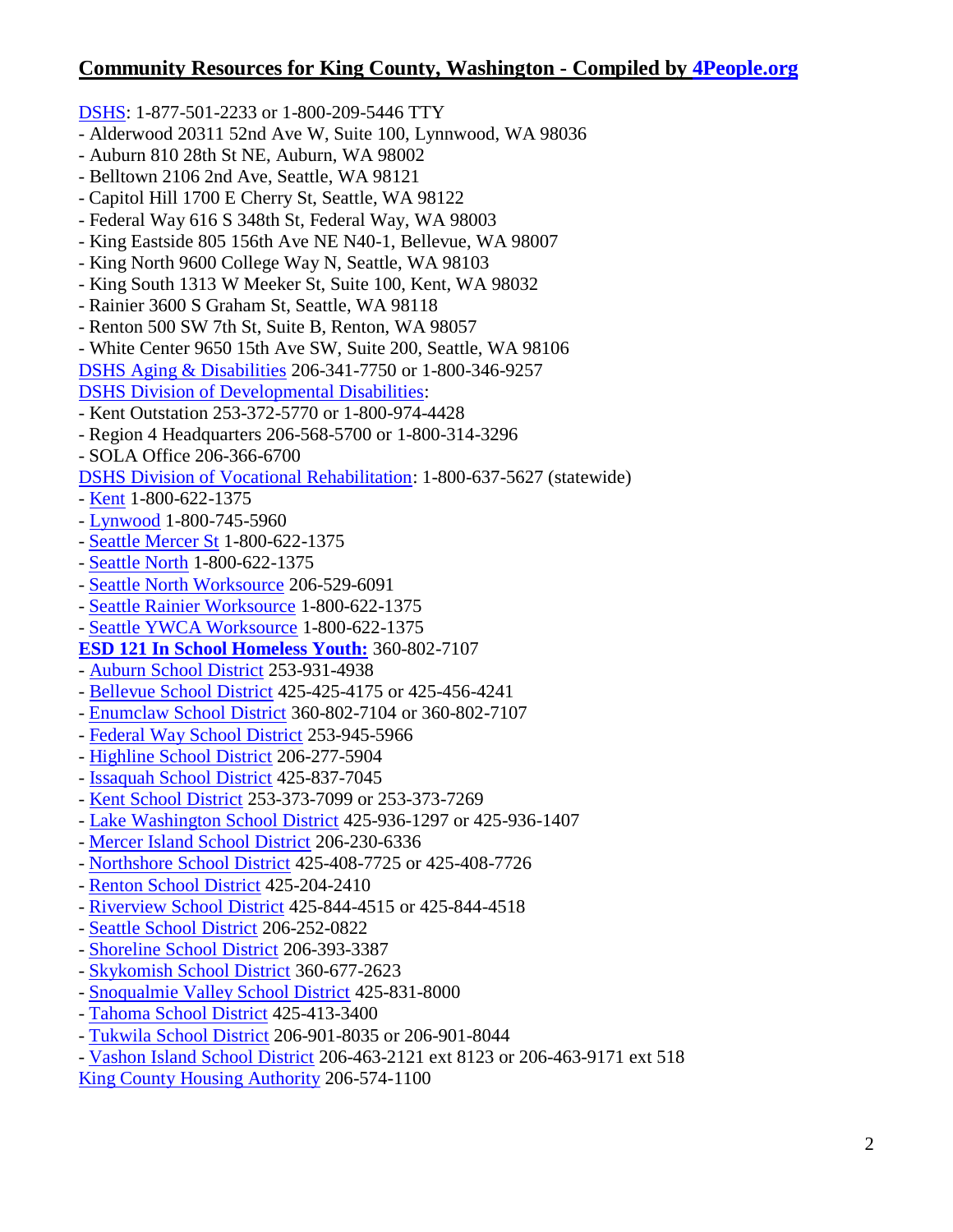## Community Resources for King County, Washington - Compiled by 4People.org

DSHS: 1-877-501-2233 or 1-800-209-5446 TTY
- Alderwood 20311 52nd Ave W, Suite 100, Lynnwood, WA 98036
- Auburn 810 28th St NE, Auburn, WA 98002
- Belltown 2106 2nd Ave, Seattle, WA 98121
- Capitol Hill 1700 E Cherry St, Seattle, WA 98122
- Federal Way 616 S 348th St, Federal Way, WA 98003
- King Eastside 805 156th Ave NE N40-1, Bellevue, WA 98007
- King North 9600 College Way N, Seattle, WA 98103
- King South 1313 W Meeker St, Suite 100, Kent, WA 98032
- Rainier 3600 S Graham St, Seattle, WA 98118
- Renton 500 SW 7th St, Suite B, Renton, WA 98057
- White Center 9650 15th Ave SW, Suite 200, Seattle, WA 98106

DSHS Aging & Disabilities 206-341-7750 or 1-800-346-9257

DSHS Division of Developmental Disabilities:
- Kent Outstation 253-372-5770 or 1-800-974-4428
- Region 4 Headquarters 206-568-5700 or 1-800-314-3296
- SOLA Office 206-366-6700

DSHS Division of Vocational Rehabilitation: 1-800-637-5627 (statewide)
- Kent 1-800-622-1375
- Lynwood 1-800-745-5960
- Seattle Mercer St 1-800-622-1375
- Seattle North 1-800-622-1375
- Seattle North Worksource 206-529-6091
- Seattle Rainier Worksource 1-800-622-1375
- Seattle YWCA Worksource 1-800-622-1375

**ESD 121 In School Homeless Youth:** 360-802-7107
- Auburn School District 253-931-4938
- Bellevue School District 425-425-4175 or 425-456-4241
- Enumclaw School District 360-802-7104 or 360-802-7107
- Federal Way School District 253-945-5966
- Highline School District 206-277-5904
- Issaquah School District 425-837-7045
- Kent School District 253-373-7099 or 253-373-7269
- Lake Washington School District 425-936-1297 or 425-936-1407
- Mercer Island School District 206-230-6336
- Northshore School District 425-408-7725 or 425-408-7726
- Renton School District 425-204-2410
- Riverview School District 425-844-4515 or 425-844-4518
- Seattle School District 206-252-0822
- Shoreline School District 206-393-3387
- Skykomish School District 360-677-2623
- Snoqualmie Valley School District 425-831-8000
- Tahoma School District 425-413-3400
- Tukwila School District 206-901-8035 or 206-901-8044
- Vashon Island School District 206-463-2121 ext 8123 or 206-463-9171 ext 518

King County Housing Authority 206-574-1100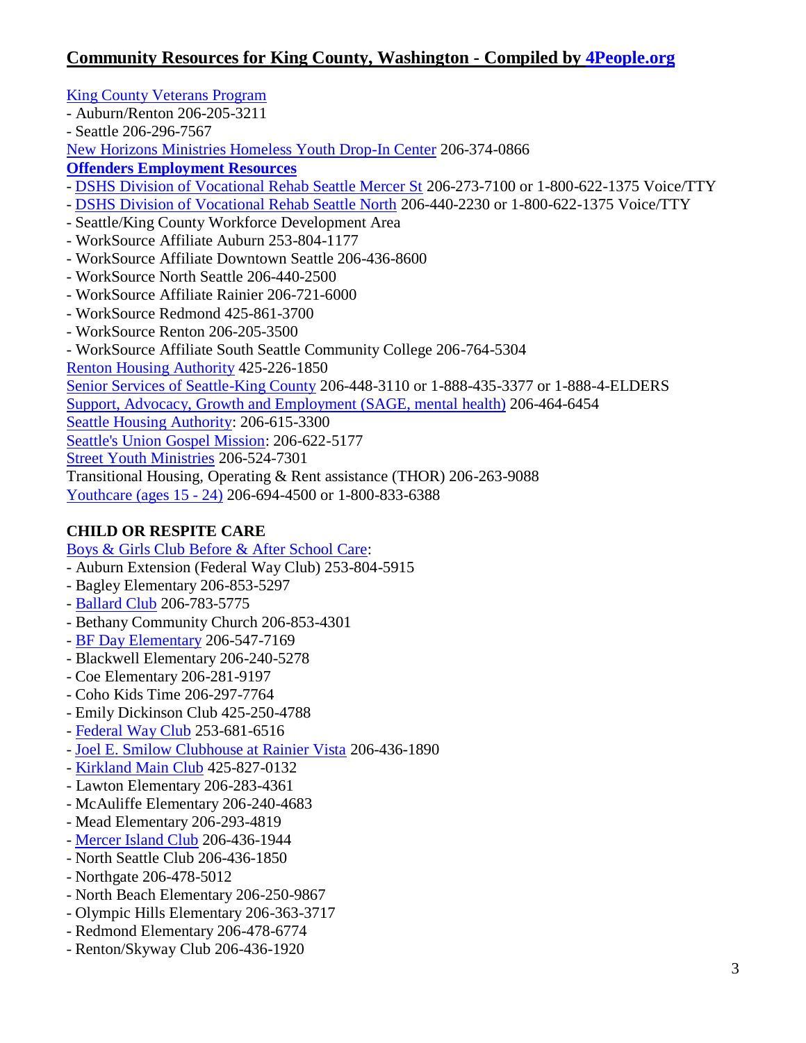## Community Resources for King County, Washington - Compiled by 4People.org

King County Veterans Program
- Auburn/Renton 206-205-3211
- Seattle 206-296-7567

New Horizons Ministries Homeless Youth Drop-In Center 206-374-0866

**Offenders Employment Resources**
- DSHS Division of Vocational Rehab Seattle Mercer St 206-273-7100 or 1-800-622-1375 Voice/TTY
- DSHS Division of Vocational Rehab Seattle North 206-440-2230 or 1-800-622-1375 Voice/TTY
- Seattle/King County Workforce Development Area
- WorkSource Affiliate Auburn 253-804-1177
- WorkSource Affiliate Downtown Seattle 206-436-8600
- WorkSource North Seattle 206-440-2500
- WorkSource Affiliate Rainier 206-721-6000
- WorkSource Redmond 425-861-3700
- WorkSource Renton 206-205-3500
- WorkSource Affiliate South Seattle Community College 206-764-5304

Renton Housing Authority 425-226-1850

Senior Services of Seattle-King County 206-448-3110 or 1-888-435-3377 or 1-888-4-ELDERS

Support, Advocacy, Growth and Employment (SAGE, mental health) 206-464-6454

Seattle Housing Authority: 206-615-3300

Seattle's Union Gospel Mission: 206-622-5177

Street Youth Ministries 206-524-7301

Transitional Housing, Operating & Rent assistance (THOR) 206-263-9088

Youthcare (ages 15 - 24) 206-694-4500 or 1-800-833-6388

**CHILD OR RESPITE CARE**

Boys & Girls Club Before & After School Care:
- Auburn Extension (Federal Way Club) 253-804-5915
- Bagley Elementary 206-853-5297
- Ballard Club 206-783-5775
- Bethany Community Church 206-853-4301
- BF Day Elementary 206-547-7169
- Blackwell Elementary 206-240-5278
- Coe Elementary 206-281-9197
- Coho Kids Time 206-297-7764
- Emily Dickinson Club 425-250-4788
- Federal Way Club 253-681-6516
- Joel E. Smilow Clubhouse at Rainier Vista 206-436-1890
- Kirkland Main Club 425-827-0132
- Lawton Elementary 206-283-4361
- McAuliffe Elementary 206-240-4683
- Mead Elementary 206-293-4819
- Mercer Island Club 206-436-1944
- North Seattle Club 206-436-1850
- Northgate 206-478-5012
- North Beach Elementary 206-250-9867
- Olympic Hills Elementary 206-363-3717
- Redmond Elementary 206-478-6774
- Renton/Skyway Club 206-436-1920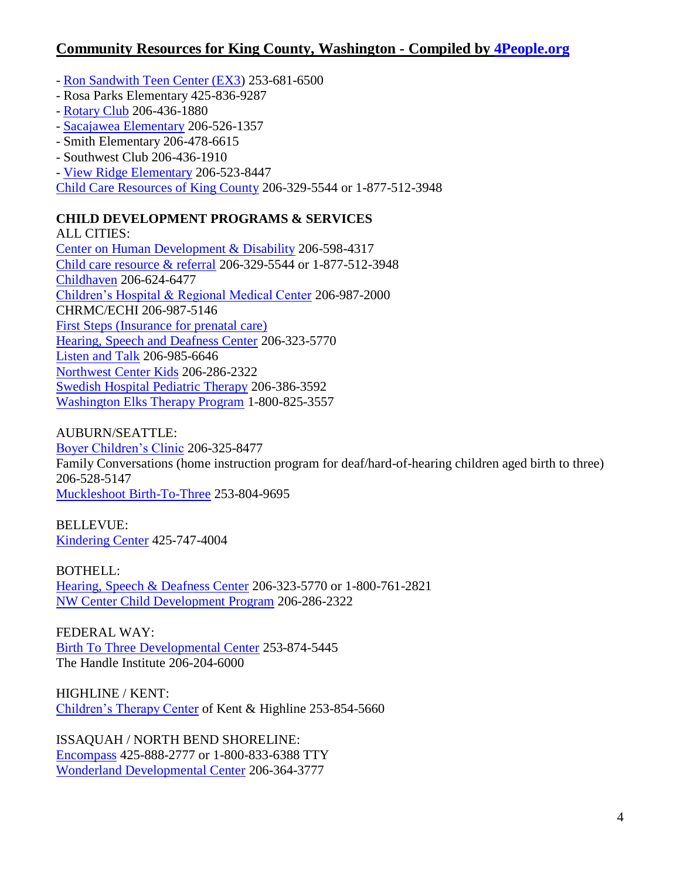- Ron Sandwith Teen Center (EX3) 253-681-6500
- Rosa Parks Elementary 425-836-9287
- Rotary Club 206-436-1880
- Sacajawea Elementary 206-526-1357
- Smith Elementary 206-478-6615
- Southwest Club 206-436-1910
- View Ridge Elementary 206-523-8447

Child Care Resources of King County 206-329-5544 or 1-877-512-3948

**CHILD DEVELOPMENT PROGRAMS & SERVICES**

ALL CITIES:

Center on Human Development & Disability 206-598-4317
Child care resource & referral 206-329-5544 or 1-877-512-3948
Childhaven 206-624-6477
Children's Hospital & Regional Medical Center 206-987-2000
CHRMC/ECHI 206-987-5146
First Steps (Insurance for prenatal care)
Hearing, Speech and Deafness Center 206-323-5770
Listen and Talk 206-985-6646
Northwest Center Kids 206-286-2322
Swedish Hospital Pediatric Therapy 206-386-3592
Washington Elks Therapy Program 1-800-825-3557

AUBURN/SEATTLE:

Boyer Children's Clinic 206-325-8477
Family Conversations (home instruction program for deaf/hard-of-hearing children aged birth to three) 206-528-5147
Muckleshoot Birth-To-Three 253-804-9695

BELLEVUE:

Kindering Center 425-747-4004

BOTHELL:

Hearing, Speech & Deafness Center 206-323-5770 or 1-800-761-2821
NW Center Child Development Program 206-286-2322

FEDERAL WAY:

Birth To Three Developmental Center 253-874-5445
The Handle Institute 206-204-6000

HIGHLINE / KENT:

Children's Therapy Center of Kent & Highline 253-854-5660

ISSAQUAH / NORTH BEND SHORELINE:

Encompass 425-888-2777 or 1-800-833-6388 TTY
Wonderland Developmental Center 206-364-3777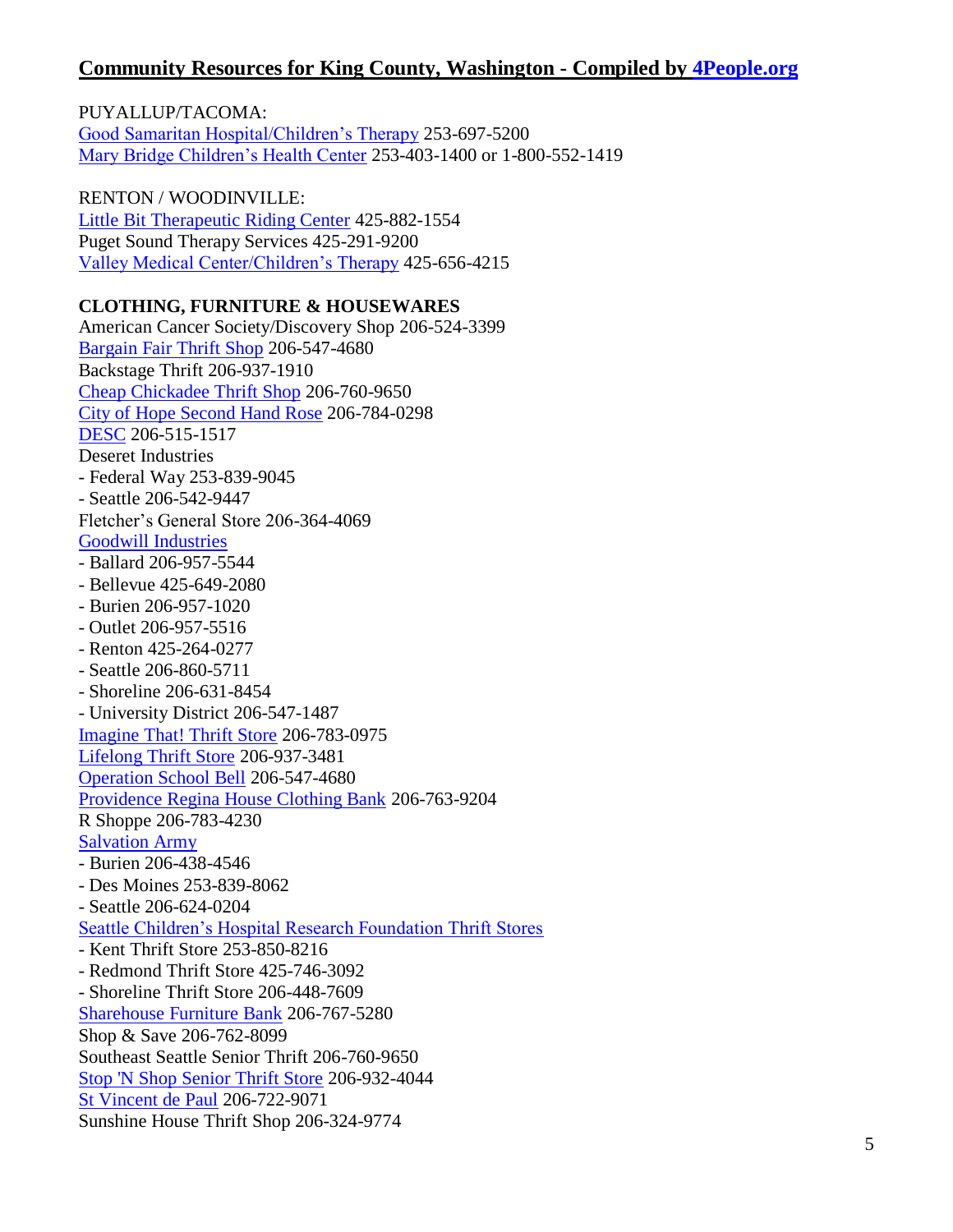## Community Resources for King County, Washington - Compiled by 4People.org

PUYALLUP/TACOMA:
Good Samaritan Hospital/Children's Therapy 253-697-5200
Mary Bridge Children's Health Center 253-403-1400 or 1-800-552-1419

RENTON / WOODINVILLE:
Little Bit Therapeutic Riding Center 425-882-1554
Puget Sound Therapy Services 425-291-9200
Valley Medical Center/Children's Therapy 425-656-4215

**CLOTHING, FURNITURE & HOUSEWARES**

American Cancer Society/Discovery Shop 206-524-3399
Bargain Fair Thrift Shop 206-547-4680
Backstage Thrift 206-937-1910
Cheap Chickadee Thrift Shop 206-760-9650
City of Hope Second Hand Rose 206-784-0298
DESC 206-515-1517
Deseret Industries
- Federal Way 253-839-9045
- Seattle 206-542-9447

Fletcher's General Store 206-364-4069
Goodwill Industries
- Ballard 206-957-5544
- Bellevue 425-649-2080
- Burien 206-957-1020
- Outlet 206-957-5516
- Renton 425-264-0277
- Seattle 206-860-5711
- Shoreline 206-631-8454
- University District 206-547-1487

Imagine That! Thrift Store 206-783-0975
Lifelong Thrift Store 206-937-3481
Operation School Bell 206-547-4680
Providence Regina House Clothing Bank 206-763-9204
R Shoppe 206-783-4230
Salvation Army
- Burien 206-438-4546
- Des Moines 253-839-8062
- Seattle 206-624-0204

Seattle Children's Hospital Research Foundation Thrift Stores
- Kent Thrift Store 253-850-8216
- Redmond Thrift Store 425-746-3092
- Shoreline Thrift Store 206-448-7609

Sharehouse Furniture Bank 206-767-5280
Shop & Save 206-762-8099
Southeast Seattle Senior Thrift 206-760-9650
Stop 'N Shop Senior Thrift Store 206-932-4044
St Vincent de Paul 206-722-9071
Sunshine House Thrift Shop 206-324-9774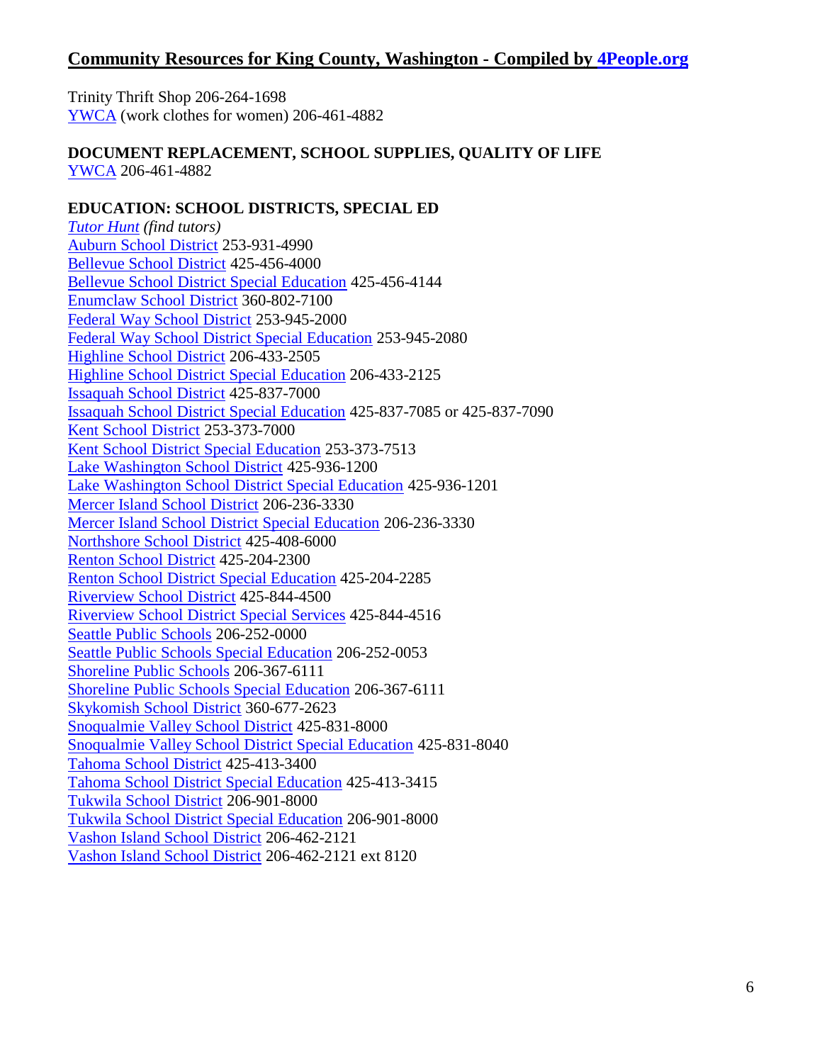Trinity Thrift Shop 206-264-1698
YWCA (work clothes for women) 206-461-4882

**DOCUMENT REPLACEMENT, SCHOOL SUPPLIES, QUALITY OF LIFE**
YWCA 206-461-4882

**EDUCATION: SCHOOL DISTRICTS, SPECIAL ED**
*Tutor Hunt (find tutors)*
Auburn School District 253-931-4990
Bellevue School District 425-456-4000
Bellevue School District Special Education 425-456-4144
Enumclaw School District 360-802-7100
Federal Way School District 253-945-2000
Federal Way School District Special Education 253-945-2080
Highline School District 206-433-2505
Highline School District Special Education 206-433-2125
Issaquah School District 425-837-7000
Issaquah School District Special Education 425-837-7085 or 425-837-7090
Kent School District 253-373-7000
Kent School District Special Education 253-373-7513
Lake Washington School District 425-936-1200
Lake Washington School District Special Education 425-936-1201
Mercer Island School District 206-236-3330
Mercer Island School District Special Education 206-236-3330
Northshore School District 425-408-6000
Renton School District 425-204-2300
Renton School District Special Education 425-204-2285
Riverview School District 425-844-4500
Riverview School District Special Services 425-844-4516
Seattle Public Schools 206-252-0000
Seattle Public Schools Special Education 206-252-0053
Shoreline Public Schools 206-367-6111
Shoreline Public Schools Special Education 206-367-6111
Skykomish School District 360-677-2623
Snoqualmie Valley School District 425-831-8000
Snoqualmie Valley School District Special Education 425-831-8040
Tahoma School District 425-413-3400
Tahoma School District Special Education 425-413-3415
Tukwila School District 206-901-8000
Tukwila School District Special Education 206-901-8000
Vashon Island School District 206-462-2121
Vashon Island School District 206-462-2121 ext 8120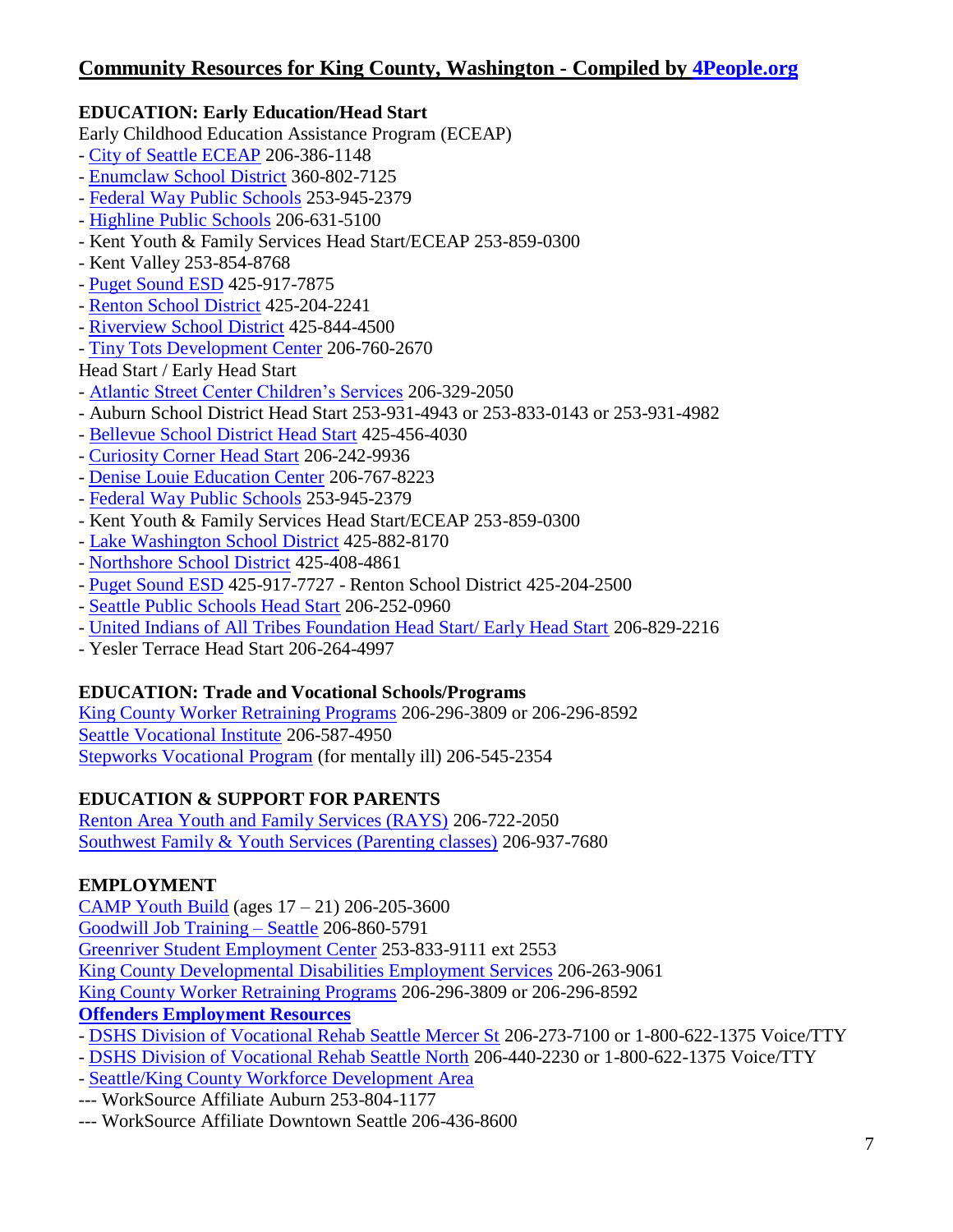## Community Resources for King County, Washington - Compiled by 4People.org

**EDUCATION: Early Education/Head Start**

Early Childhood Education Assistance Program (ECEAP)

- City of Seattle ECEAP 206-386-1148
- Enumclaw School District 360-802-7125
- Federal Way Public Schools 253-945-2379
- Highline Public Schools 206-631-5100
- Kent Youth & Family Services Head Start/ECEAP 253-859-0300
- Kent Valley 253-854-8768
- Puget Sound ESD 425-917-7875
- Renton School District 425-204-2241
- Riverview School District 425-844-4500
- Tiny Tots Development Center 206-760-2670

Head Start / Early Head Start

- Atlantic Street Center Children's Services 206-329-2050
- Auburn School District Head Start 253-931-4943 or 253-833-0143 or 253-931-4982
- Bellevue School District Head Start 425-456-4030
- Curiosity Corner Head Start 206-242-9936
- Denise Louie Education Center 206-767-8223
- Federal Way Public Schools 253-945-2379
- Kent Youth & Family Services Head Start/ECEAP 253-859-0300
- Lake Washington School District 425-882-8170
- Northshore School District 425-408-4861
- Puget Sound ESD 425-917-7727 - Renton School District 425-204-2500
- Seattle Public Schools Head Start 206-252-0960
- United Indians of All Tribes Foundation Head Start/ Early Head Start 206-829-2216
- Yesler Terrace Head Start 206-264-4997

**EDUCATION: Trade and Vocational Schools/Programs**

King County Worker Retraining Programs 206-296-3809 or 206-296-8592
Seattle Vocational Institute 206-587-4950
Stepworks Vocational Program (for mentally ill) 206-545-2354

**EDUCATION & SUPPORT FOR PARENTS**

Renton Area Youth and Family Services (RAYS) 206-722-2050
Southwest Family & Youth Services (Parenting classes) 206-937-7680

**EMPLOYMENT**

CAMP Youth Build (ages 17 – 21) 206-205-3600
Goodwill Job Training – Seattle 206-860-5791
Greenriver Student Employment Center 253-833-9111 ext 2553
King County Developmental Disabilities Employment Services 206-263-9061
King County Worker Retraining Programs 206-296-3809 or 206-296-8592
**Offenders Employment Resources**

- DSHS Division of Vocational Rehab Seattle Mercer St 206-273-7100 or 1-800-622-1375 Voice/TTY
- DSHS Division of Vocational Rehab Seattle North 206-440-2230 or 1-800-622-1375 Voice/TTY
- Seattle/King County Workforce Development Area

--- WorkSource Affiliate Auburn 253-804-1177
--- WorkSource Affiliate Downtown Seattle 206-436-8600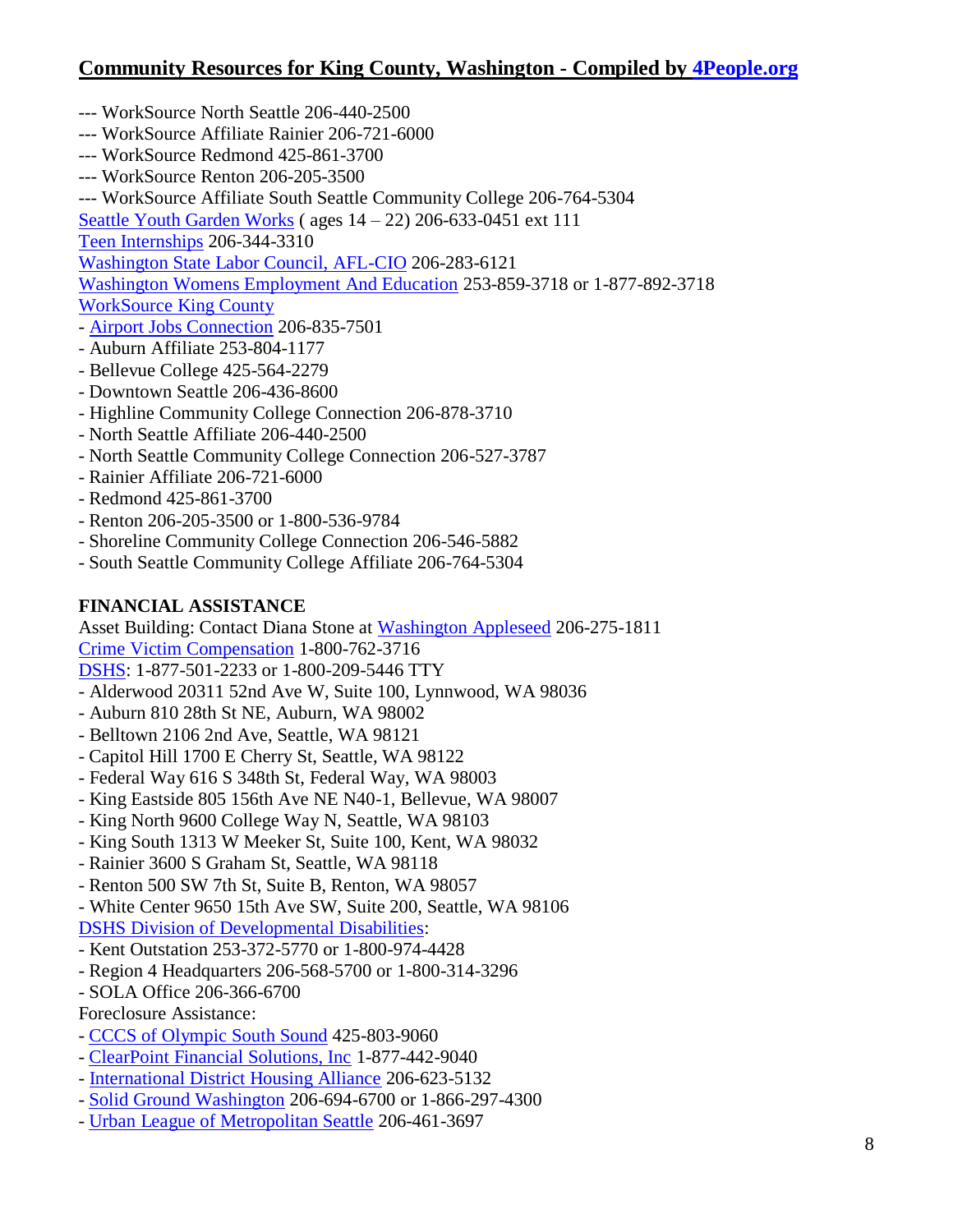--- WorkSource North Seattle 206-440-2500
--- WorkSource Affiliate Rainier 206-721-6000
--- WorkSource Redmond 425-861-3700
--- WorkSource Renton 206-205-3500
--- WorkSource Affiliate South Seattle Community College 206-764-5304
Seattle Youth Garden Works ( ages 14 – 22) 206-633-0451 ext 111
Teen Internships 206-344-3310
Washington State Labor Council, AFL-CIO 206-283-6121
Washington Womens Employment And Education 253-859-3718 or 1-877-892-3718
WorkSource King County
- Airport Jobs Connection 206-835-7501
- Auburn Affiliate 253-804-1177
- Bellevue College 425-564-2279
- Downtown Seattle 206-436-8600
- Highline Community College Connection 206-878-3710
- North Seattle Affiliate 206-440-2500
- North Seattle Community College Connection 206-527-3787
- Rainier Affiliate 206-721-6000
- Redmond 425-861-3700
- Renton 206-205-3500 or 1-800-536-9784
- Shoreline Community College Connection 206-546-5882
- South Seattle Community College Affiliate 206-764-5304

**FINANCIAL ASSISTANCE**

Asset Building: Contact Diana Stone at Washington Appleseed 206-275-1811
Crime Victim Compensation 1-800-762-3716
DSHS: 1-877-501-2233 or 1-800-209-5446 TTY
- Alderwood 20311 52nd Ave W, Suite 100, Lynnwood, WA 98036
- Auburn 810 28th St NE, Auburn, WA 98002
- Belltown 2106 2nd Ave, Seattle, WA 98121
- Capitol Hill 1700 E Cherry St, Seattle, WA 98122
- Federal Way 616 S 348th St, Federal Way, WA 98003
- King Eastside 805 156th Ave NE N40-1, Bellevue, WA 98007
- King North 9600 College Way N, Seattle, WA 98103
- King South 1313 W Meeker St, Suite 100, Kent, WA 98032
- Rainier 3600 S Graham St, Seattle, WA 98118
- Renton 500 SW 7th St, Suite B, Renton, WA 98057
- White Center 9650 15th Ave SW, Suite 200, Seattle, WA 98106

DSHS Division of Developmental Disabilities:
- Kent Outstation 253-372-5770 or 1-800-974-4428
- Region 4 Headquarters 206-568-5700 or 1-800-314-3296
- SOLA Office 206-366-6700

Foreclosure Assistance:
- CCCS of Olympic South Sound 425-803-9060
- ClearPoint Financial Solutions, Inc 1-877-442-9040
- International District Housing Alliance 206-623-5132
- Solid Ground Washington 206-694-6700 or 1-866-297-4300
- Urban League of Metropolitan Seattle 206-461-3697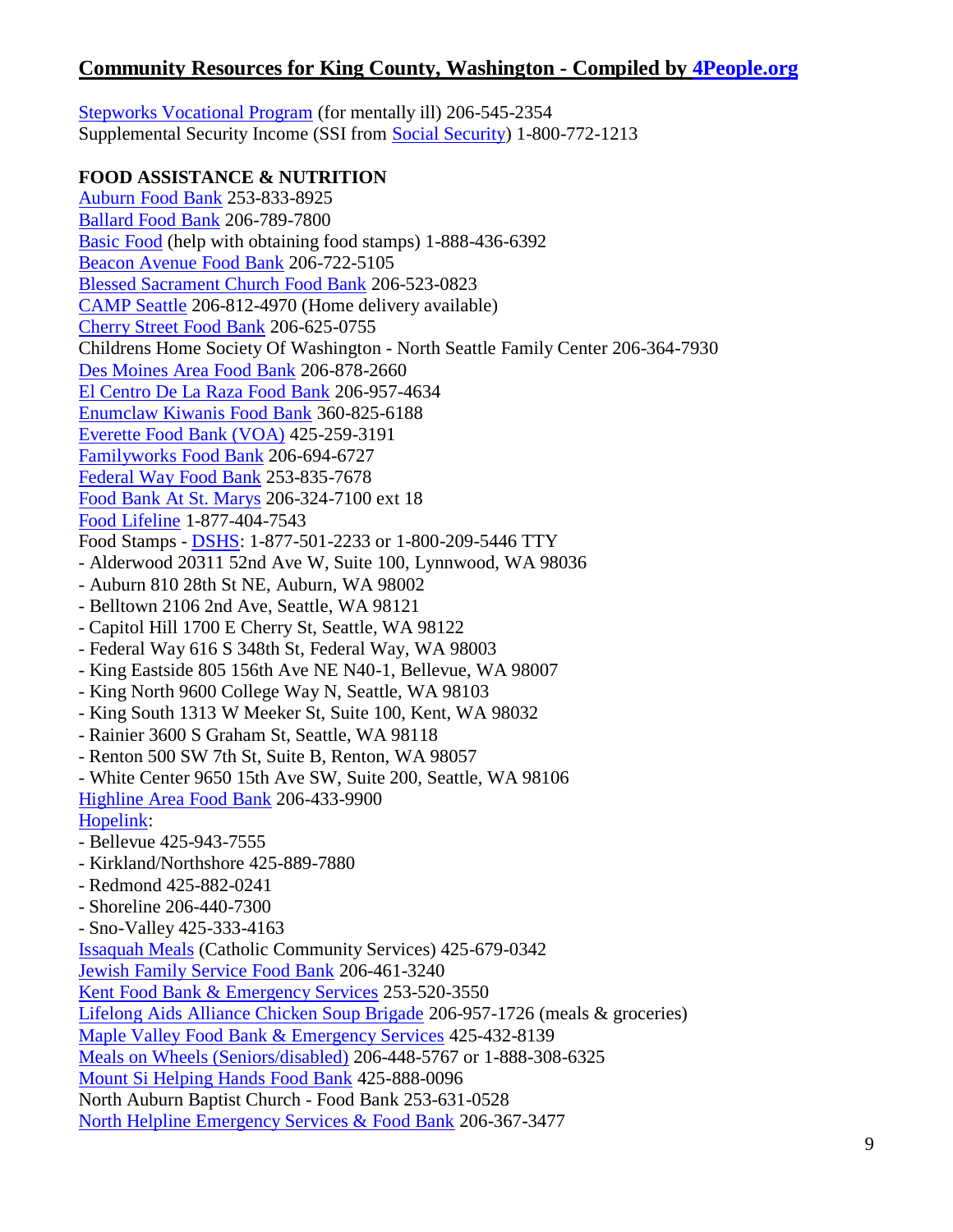## Community Resources for King County, Washington - Compiled by 4People.org

Stepworks Vocational Program (for mentally ill) 206-545-2354
Supplemental Security Income (SSI from Social Security) 1-800-772-1213

**FOOD ASSISTANCE & NUTRITION**

Auburn Food Bank 253-833-8925
Ballard Food Bank 206-789-7800
Basic Food (help with obtaining food stamps) 1-888-436-6392
Beacon Avenue Food Bank 206-722-5105
Blessed Sacrament Church Food Bank 206-523-0823
CAMP Seattle 206-812-4970 (Home delivery available)
Cherry Street Food Bank 206-625-0755
Childrens Home Society Of Washington - North Seattle Family Center 206-364-7930
Des Moines Area Food Bank 206-878-2660
El Centro De La Raza Food Bank 206-957-4634
Enumclaw Kiwanis Food Bank 360-825-6188
Everette Food Bank (VOA) 425-259-3191
Familyworks Food Bank 206-694-6727
Federal Way Food Bank 253-835-7678
Food Bank At St. Marys 206-324-7100 ext 18
Food Lifeline 1-877-404-7543
Food Stamps - DSHS: 1-877-501-2233 or 1-800-209-5446 TTY

- Alderwood 20311 52nd Ave W, Suite 100, Lynnwood, WA 98036
- Auburn 810 28th St NE, Auburn, WA 98002
- Belltown 2106 2nd Ave, Seattle, WA 98121
- Capitol Hill 1700 E Cherry St, Seattle, WA 98122
- Federal Way 616 S 348th St, Federal Way, WA 98003
- King Eastside 805 156th Ave NE N40-1, Bellevue, WA 98007
- King North 9600 College Way N, Seattle, WA 98103
- King South 1313 W Meeker St, Suite 100, Kent, WA 98032
- Rainier 3600 S Graham St, Seattle, WA 98118
- Renton 500 SW 7th St, Suite B, Renton, WA 98057
- White Center 9650 15th Ave SW, Suite 200, Seattle, WA 98106

Highline Area Food Bank 206-433-9900
Hopelink:

- Bellevue 425-943-7555
- Kirkland/Northshore 425-889-7880
- Redmond 425-882-0241
- Shoreline 206-440-7300
- Sno-Valley 425-333-4163

Issaquah Meals (Catholic Community Services) 425-679-0342
Jewish Family Service Food Bank 206-461-3240
Kent Food Bank & Emergency Services 253-520-3550
Lifelong Aids Alliance Chicken Soup Brigade 206-957-1726 (meals & groceries)
Maple Valley Food Bank & Emergency Services 425-432-8139
Meals on Wheels (Seniors/disabled) 206-448-5767 or 1-888-308-6325
Mount Si Helping Hands Food Bank 425-888-0096
North Auburn Baptist Church - Food Bank 253-631-0528
North Helpline Emergency Services & Food Bank 206-367-3477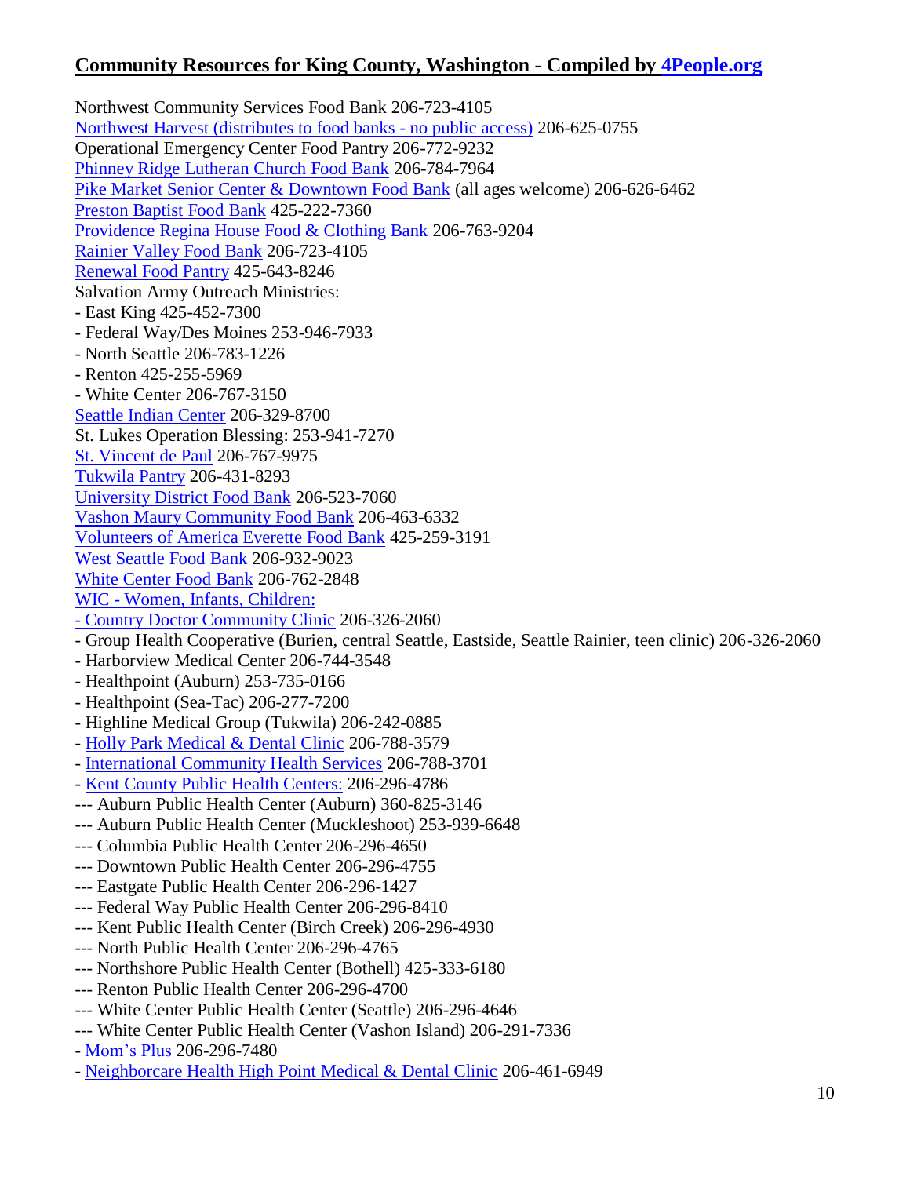## Community Resources for King County, Washington - Compiled by 4People.org

Northwest Community Services Food Bank 206-723-4105
Northwest Harvest (distributes to food banks - no public access) 206-625-0755
Operational Emergency Center Food Pantry 206-772-9232
Phinney Ridge Lutheran Church Food Bank 206-784-7964
Pike Market Senior Center & Downtown Food Bank (all ages welcome) 206-626-6462
Preston Baptist Food Bank 425-222-7360
Providence Regina House Food & Clothing Bank 206-763-9204
Rainier Valley Food Bank 206-723-4105
Renewal Food Pantry 425-643-8246
Salvation Army Outreach Ministries:
- East King 425-452-7300
- Federal Way/Des Moines 253-946-7933
- North Seattle 206-783-1226
- Renton 425-255-5969
- White Center 206-767-3150

Seattle Indian Center 206-329-8700
St. Lukes Operation Blessing: 253-941-7270
St. Vincent de Paul 206-767-9975
Tukwila Pantry 206-431-8293
University District Food Bank 206-523-7060
Vashon Maury Community Food Bank 206-463-6332
Volunteers of America Everette Food Bank 425-259-3191
West Seattle Food Bank 206-932-9023
White Center Food Bank 206-762-2848
WIC - Women, Infants, Children:
- Country Doctor Community Clinic 206-326-2060
- Group Health Cooperative (Burien, central Seattle, Eastside, Seattle Rainier, teen clinic) 206-326-2060
- Harborview Medical Center 206-744-3548
- Healthpoint (Auburn) 253-735-0166
- Healthpoint (Sea-Tac) 206-277-7200
- Highline Medical Group (Tukwila) 206-242-0885
- Holly Park Medical & Dental Clinic 206-788-3579
- International Community Health Services 206-788-3701
- Kent County Public Health Centers: 206-296-4786
--- Auburn Public Health Center (Auburn) 360-825-3146
--- Auburn Public Health Center (Muckleshoot) 253-939-6648
--- Columbia Public Health Center 206-296-4650
--- Downtown Public Health Center 206-296-4755
--- Eastgate Public Health Center 206-296-1427
--- Federal Way Public Health Center 206-296-8410
--- Kent Public Health Center (Birch Creek) 206-296-4930
--- North Public Health Center 206-296-4765
--- Northshore Public Health Center (Bothell) 425-333-6180
--- Renton Public Health Center 206-296-4700
--- White Center Public Health Center (Seattle) 206-296-4646
--- White Center Public Health Center (Vashon Island) 206-291-7336
- Mom's Plus 206-296-7480
- Neighborcare Health High Point Medical & Dental Clinic 206-461-6949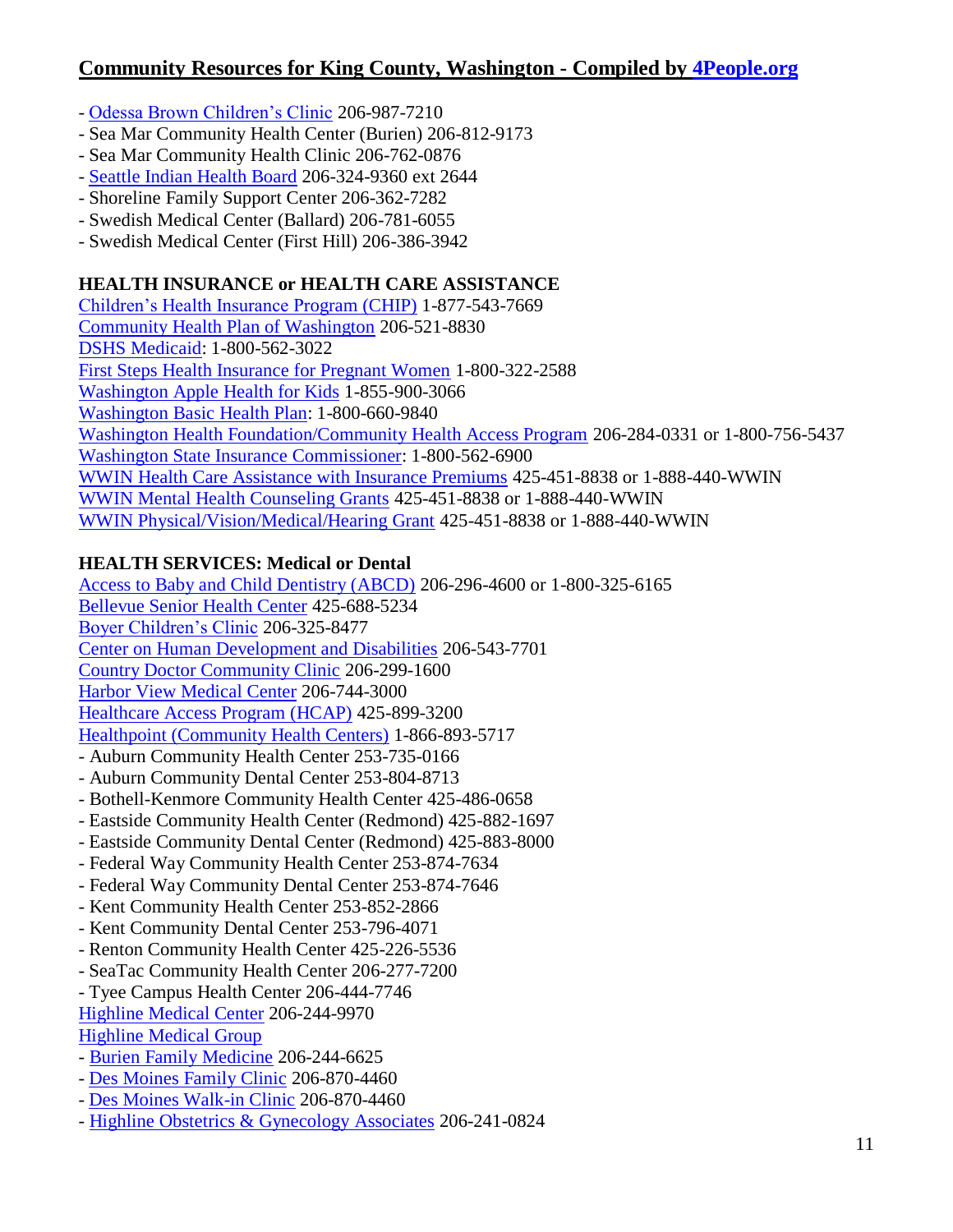## Community Resources for King County, Washington - Compiled by 4People.org

- Odessa Brown Children's Clinic 206-987-7210
- Sea Mar Community Health Center (Burien) 206-812-9173
- Sea Mar Community Health Clinic 206-762-0876
- Seattle Indian Health Board 206-324-9360 ext 2644
- Shoreline Family Support Center 206-362-7282
- Swedish Medical Center (Ballard) 206-781-6055
- Swedish Medical Center (First Hill) 206-386-3942

**HEALTH INSURANCE or HEALTH CARE ASSISTANCE**

Children's Health Insurance Program (CHIP) 1-877-543-7669
Community Health Plan of Washington 206-521-8830
DSHS Medicaid: 1-800-562-3022
First Steps Health Insurance for Pregnant Women 1-800-322-2588
Washington Apple Health for Kids 1-855-900-3066
Washington Basic Health Plan: 1-800-660-9840
Washington Health Foundation/Community Health Access Program 206-284-0331 or 1-800-756-5437
Washington State Insurance Commissioner: 1-800-562-6900
WWIN Health Care Assistance with Insurance Premiums 425-451-8838 or 1-888-440-WWIN
WWIN Mental Health Counseling Grants 425-451-8838 or 1-888-440-WWIN
WWIN Physical/Vision/Medical/Hearing Grant 425-451-8838 or 1-888-440-WWIN

**HEALTH SERVICES: Medical or Dental**

Access to Baby and Child Dentistry (ABCD) 206-296-4600 or 1-800-325-6165
Bellevue Senior Health Center 425-688-5234
Boyer Children's Clinic 206-325-8477
Center on Human Development and Disabilities 206-543-7701
Country Doctor Community Clinic 206-299-1600
Harbor View Medical Center 206-744-3000
Healthcare Access Program (HCAP) 425-899-3200
Healthpoint (Community Health Centers) 1-866-893-5717
- Auburn Community Health Center 253-735-0166
- Auburn Community Dental Center 253-804-8713
- Bothell-Kenmore Community Health Center 425-486-0658
- Eastside Community Health Center (Redmond) 425-882-1697
- Eastside Community Dental Center (Redmond) 425-883-8000
- Federal Way Community Health Center 253-874-7634
- Federal Way Community Dental Center 253-874-7646
- Kent Community Health Center 253-852-2866
- Kent Community Dental Center 253-796-4071
- Renton Community Health Center 425-226-5536
- SeaTac Community Health Center 206-277-7200
- Tyee Campus Health Center 206-444-7746

Highline Medical Center 206-244-9970
Highline Medical Group
- Burien Family Medicine 206-244-6625
- Des Moines Family Clinic 206-870-4460
- Des Moines Walk-in Clinic 206-870-4460
- Highline Obstetrics & Gynecology Associates 206-241-0824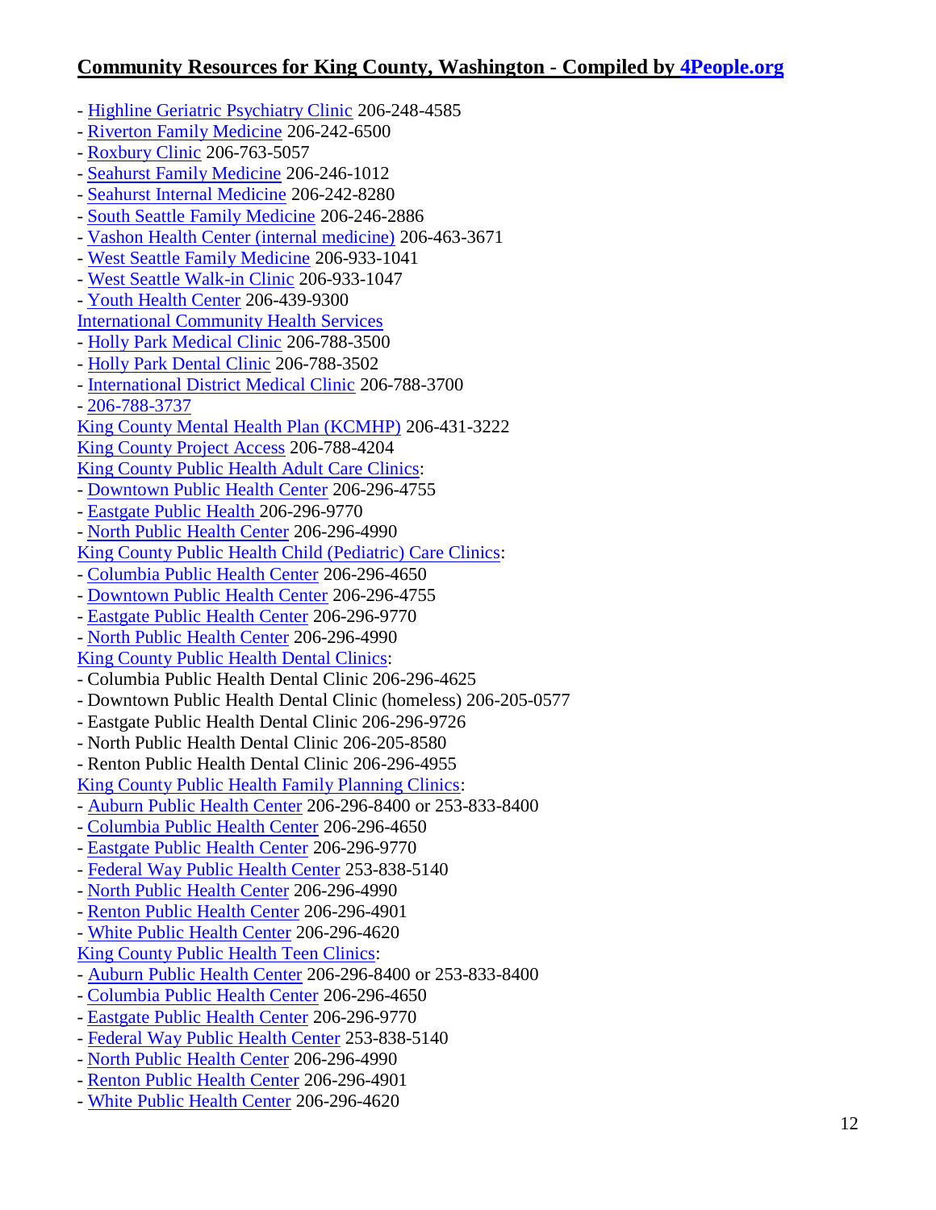## Community Resources for King County, Washington - Compiled by 4People.org

- Highline Geriatric Psychiatry Clinic 206-248-4585
- Riverton Family Medicine 206-242-6500
- Roxbury Clinic 206-763-5057
- Seahurst Family Medicine 206-246-1012
- Seahurst Internal Medicine 206-242-8280
- South Seattle Family Medicine 206-246-2886
- Vashon Health Center (internal medicine) 206-463-3671
- West Seattle Family Medicine 206-933-1041
- West Seattle Walk-in Clinic 206-933-1047
- Youth Health Center 206-439-9300

International Community Health Services
- Holly Park Medical Clinic 206-788-3500
- Holly Park Dental Clinic 206-788-3502
- International District Medical Clinic 206-788-3700
- 206-788-3737

King County Mental Health Plan (KCMHP) 206-431-3222
King County Project Access 206-788-4204
King County Public Health Adult Care Clinics:
- Downtown Public Health Center 206-296-4755
- Eastgate Public Health 206-296-9770
- North Public Health Center 206-296-4990

King County Public Health Child (Pediatric) Care Clinics:
- Columbia Public Health Center 206-296-4650
- Downtown Public Health Center 206-296-4755
- Eastgate Public Health Center 206-296-9770
- North Public Health Center 206-296-4990

King County Public Health Dental Clinics:
- Columbia Public Health Dental Clinic 206-296-4625
- Downtown Public Health Dental Clinic (homeless) 206-205-0577
- Eastgate Public Health Dental Clinic 206-296-9726
- North Public Health Dental Clinic 206-205-8580
- Renton Public Health Dental Clinic 206-296-4955

King County Public Health Family Planning Clinics:
- Auburn Public Health Center 206-296-8400 or 253-833-8400
- Columbia Public Health Center 206-296-4650
- Eastgate Public Health Center 206-296-9770
- Federal Way Public Health Center 253-838-5140
- North Public Health Center 206-296-4990
- Renton Public Health Center 206-296-4901
- White Public Health Center 206-296-4620

King County Public Health Teen Clinics:
- Auburn Public Health Center 206-296-8400 or 253-833-8400
- Columbia Public Health Center 206-296-4650
- Eastgate Public Health Center 206-296-9770
- Federal Way Public Health Center 253-838-5140
- North Public Health Center 206-296-4990
- Renton Public Health Center 206-296-4901
- White Public Health Center 206-296-4620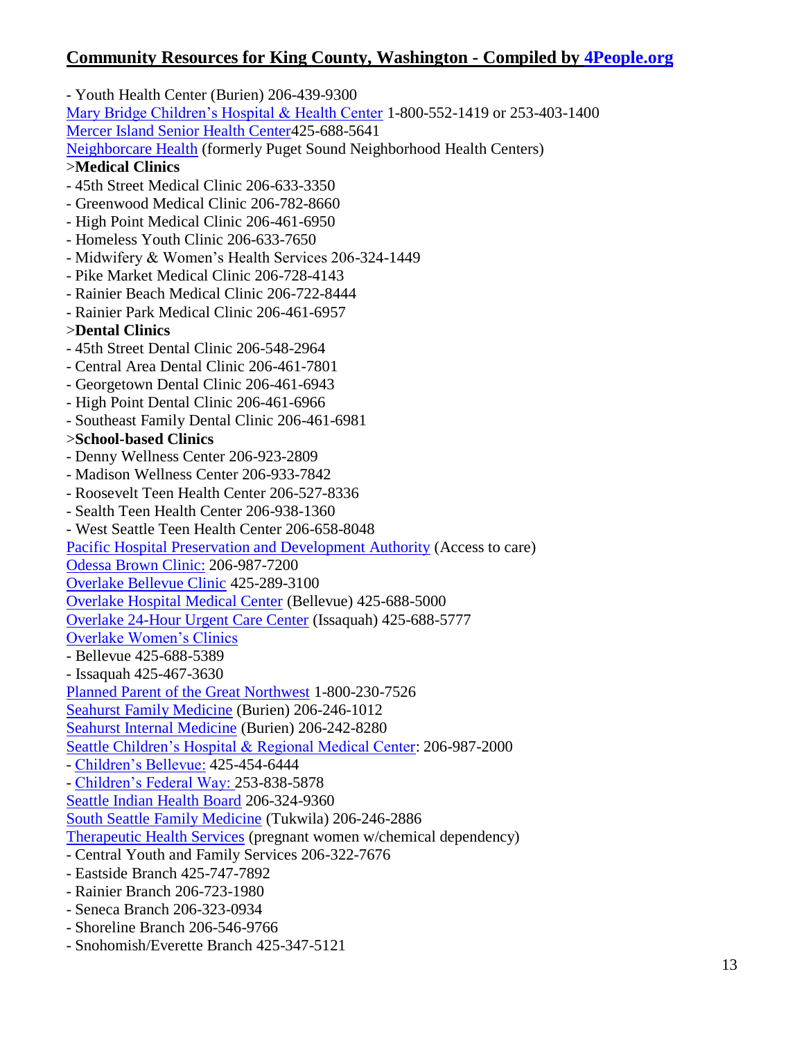## Community Resources for King County, Washington - Compiled by 4People.org

- Youth Health Center (Burien) 206-439-9300

Mary Bridge Children's Hospital & Health Center 1-800-552-1419 or 253-403-1400

Mercer Island Senior Health Center425-688-5641

Neighborcare Health (formerly Puget Sound Neighborhood Health Centers)

>**Medical Clinics**

- 45th Street Medical Clinic 206-633-3350
- Greenwood Medical Clinic 206-782-8660
- High Point Medical Clinic 206-461-6950
- Homeless Youth Clinic 206-633-7650
- Midwifery & Women's Health Services 206-324-1449
- Pike Market Medical Clinic 206-728-4143
- Rainier Beach Medical Clinic 206-722-8444
- Rainier Park Medical Clinic 206-461-6957

>**Dental Clinics**

- 45th Street Dental Clinic 206-548-2964
- Central Area Dental Clinic 206-461-7801
- Georgetown Dental Clinic 206-461-6943
- High Point Dental Clinic 206-461-6966
- Southeast Family Dental Clinic 206-461-6981

>**School-based Clinics**

- Denny Wellness Center 206-923-2809
- Madison Wellness Center 206-933-7842
- Roosevelt Teen Health Center 206-527-8336
- Sealth Teen Health Center 206-938-1360
- West Seattle Teen Health Center 206-658-8048

Pacific Hospital Preservation and Development Authority (Access to care)

Odessa Brown Clinic: 206-987-7200

Overlake Bellevue Clinic 425-289-3100

Overlake Hospital Medical Center (Bellevue) 425-688-5000

Overlake 24-Hour Urgent Care Center (Issaquah) 425-688-5777

Overlake Women's Clinics

- Bellevue 425-688-5389
- Issaquah 425-467-3630

Planned Parent of the Great Northwest 1-800-230-7526

Seahurst Family Medicine (Burien) 206-246-1012

Seahurst Internal Medicine (Burien) 206-242-8280

Seattle Children's Hospital & Regional Medical Center: 206-987-2000

- Children's Bellevue: 425-454-6444
- Children's Federal Way: 253-838-5878

Seattle Indian Health Board 206-324-9360

South Seattle Family Medicine (Tukwila) 206-246-2886

Therapeutic Health Services (pregnant women w/chemical dependency)

- Central Youth and Family Services 206-322-7676
- Eastside Branch 425-747-7892
- Rainier Branch 206-723-1980
- Seneca Branch 206-323-0934
- Shoreline Branch 206-546-9766
- Snohomish/Everette Branch 425-347-5121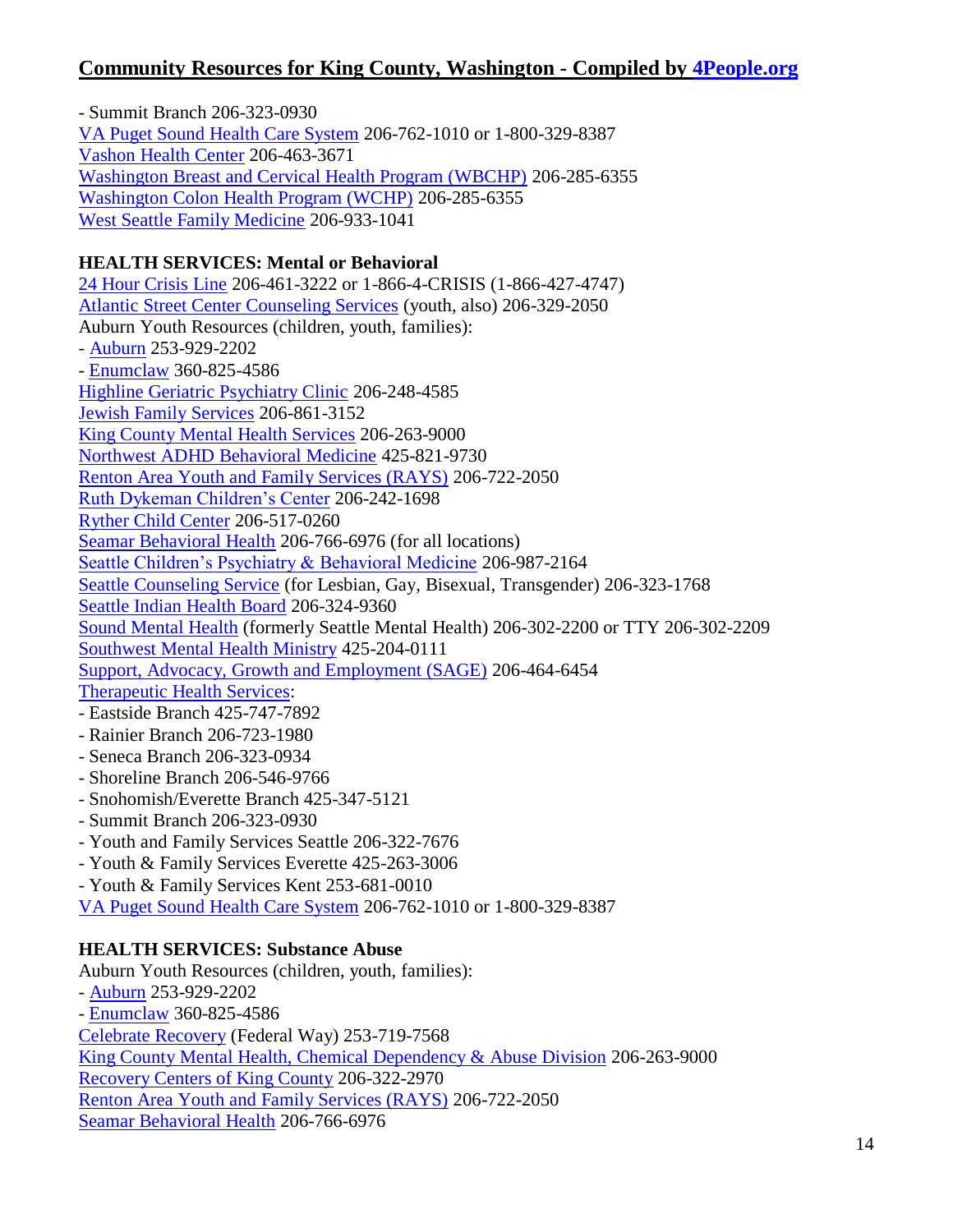- Summit Branch 206-323-0930
VA Puget Sound Health Care System 206-762-1010 or 1-800-329-8387
Vashon Health Center 206-463-3671
Washington Breast and Cervical Health Program (WBCHP) 206-285-6355
Washington Colon Health Program (WCHP) 206-285-6355
West Seattle Family Medicine 206-933-1041

**HEALTH SERVICES: Mental or Behavioral**

24 Hour Crisis Line 206-461-3222 or 1-866-4-CRISIS (1-866-427-4747)
Atlantic Street Center Counseling Services (youth, also) 206-329-2050
Auburn Youth Resources (children, youth, families):
- Auburn 253-929-2202
- Enumclaw 360-825-4586
Highline Geriatric Psychiatry Clinic 206-248-4585
Jewish Family Services 206-861-3152
King County Mental Health Services 206-263-9000
Northwest ADHD Behavioral Medicine 425-821-9730
Renton Area Youth and Family Services (RAYS) 206-722-2050
Ruth Dykeman Children's Center 206-242-1698
Ryther Child Center 206-517-0260
Seamar Behavioral Health 206-766-6976 (for all locations)
Seattle Children's Psychiatry & Behavioral Medicine 206-987-2164
Seattle Counseling Service (for Lesbian, Gay, Bisexual, Transgender) 206-323-1768
Seattle Indian Health Board 206-324-9360
Sound Mental Health (formerly Seattle Mental Health) 206-302-2200 or TTY 206-302-2209
Southwest Mental Health Ministry 425-204-0111
Support, Advocacy, Growth and Employment (SAGE) 206-464-6454
Therapeutic Health Services:
- Eastside Branch 425-747-7892
- Rainier Branch 206-723-1980
- Seneca Branch 206-323-0934
- Shoreline Branch 206-546-9766
- Snohomish/Everette Branch 425-347-5121
- Summit Branch 206-323-0930
- Youth and Family Services Seattle 206-322-7676
- Youth & Family Services Everette 425-263-3006
- Youth & Family Services Kent 253-681-0010
VA Puget Sound Health Care System 206-762-1010 or 1-800-329-8387

**HEALTH SERVICES: Substance Abuse**

Auburn Youth Resources (children, youth, families):
- Auburn 253-929-2202
- Enumclaw 360-825-4586
Celebrate Recovery (Federal Way) 253-719-7568
King County Mental Health, Chemical Dependency & Abuse Division 206-263-9000
Recovery Centers of King County 206-322-2970
Renton Area Youth and Family Services (RAYS) 206-722-2050
Seamar Behavioral Health 206-766-6976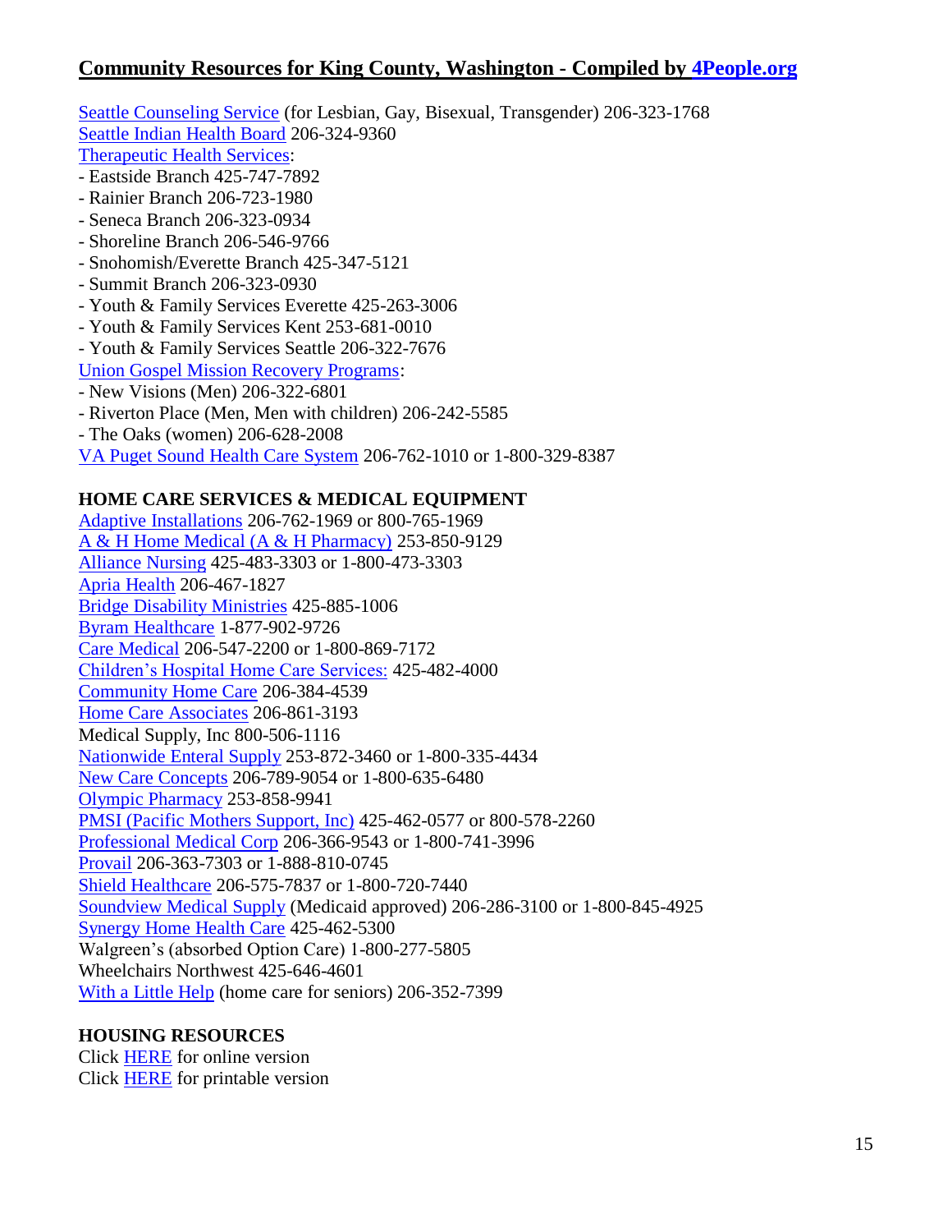## Community Resources for King County, Washington - Compiled by 4People.org

Seattle Counseling Service (for Lesbian, Gay, Bisexual, Transgender) 206-323-1768
Seattle Indian Health Board 206-324-9360
Therapeutic Health Services:
- Eastside Branch 425-747-7892
- Rainier Branch 206-723-1980
- Seneca Branch 206-323-0934
- Shoreline Branch 206-546-9766
- Snohomish/Everette Branch 425-347-5121
- Summit Branch 206-323-0930
- Youth & Family Services Everette 425-263-3006
- Youth & Family Services Kent 253-681-0010
- Youth & Family Services Seattle 206-322-7676

Union Gospel Mission Recovery Programs:
- New Visions (Men) 206-322-6801
- Riverton Place (Men, Men with children) 206-242-5585
- The Oaks (women) 206-628-2008

VA Puget Sound Health Care System 206-762-1010 or 1-800-329-8387

**HOME CARE SERVICES & MEDICAL EQUIPMENT**

Adaptive Installations 206-762-1969 or 800-765-1969
A & H Home Medical (A & H Pharmacy) 253-850-9129
Alliance Nursing 425-483-3303 or 1-800-473-3303
Apria Health 206-467-1827
Bridge Disability Ministries 425-885-1006
Byram Healthcare 1-877-902-9726
Care Medical 206-547-2200 or 1-800-869-7172
Children's Hospital Home Care Services: 425-482-4000
Community Home Care 206-384-4539
Home Care Associates 206-861-3193
Medical Supply, Inc 800-506-1116
Nationwide Enteral Supply 253-872-3460 or 1-800-335-4434
New Care Concepts 206-789-9054 or 1-800-635-6480
Olympic Pharmacy 253-858-9941
PMSI (Pacific Mothers Support, Inc) 425-462-0577 or 800-578-2260
Professional Medical Corp 206-366-9543 or 1-800-741-3996
Provail 206-363-7303 or 1-888-810-0745
Shield Healthcare 206-575-7837 or 1-800-720-7440
Soundview Medical Supply (Medicaid approved) 206-286-3100 or 1-800-845-4925
Synergy Home Health Care 425-462-5300
Walgreen's (absorbed Option Care) 1-800-277-5805
Wheelchairs Northwest 425-646-4601
With a Little Help (home care for seniors) 206-352-7399

**HOUSING RESOURCES**

Click HERE for online version
Click HERE for printable version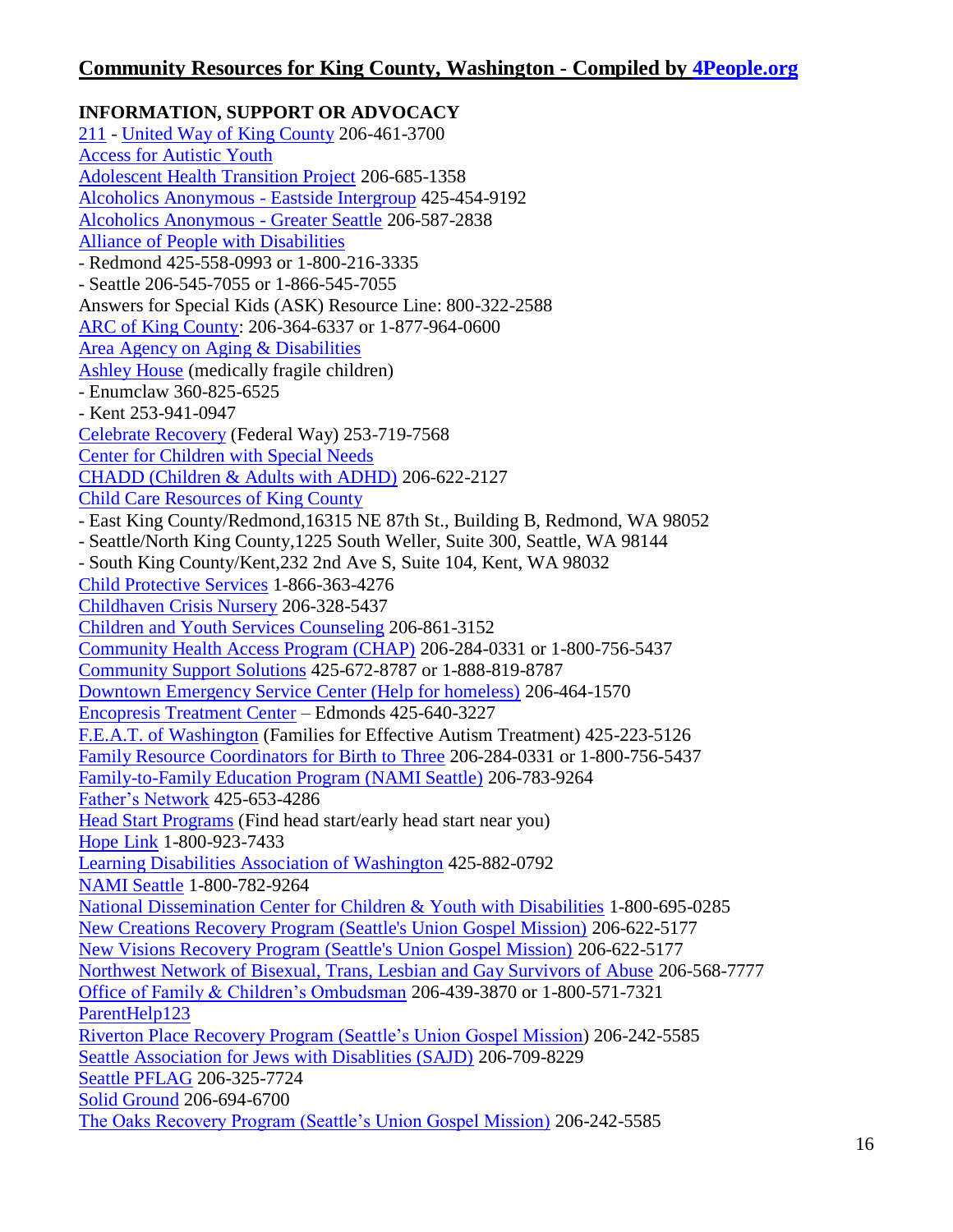## Community Resources for King County, Washington - Compiled by 4People.org

**INFORMATION, SUPPORT OR ADVOCACY**

211 - United Way of King County 206-461-3700
Access for Autistic Youth
Adolescent Health Transition Project 206-685-1358
Alcoholics Anonymous - Eastside Intergroup 425-454-9192
Alcoholics Anonymous - Greater Seattle 206-587-2838
Alliance of People with Disabilities
- Redmond 425-558-0993 or 1-800-216-3335
- Seattle 206-545-7055 or 1-866-545-7055
Answers for Special Kids (ASK) Resource Line: 800-322-2588
ARC of King County: 206-364-6337 or 1-877-964-0600
Area Agency on Aging & Disabilities
Ashley House (medically fragile children)
- Enumclaw 360-825-6525
- Kent 253-941-0947
Celebrate Recovery (Federal Way) 253-719-7568
Center for Children with Special Needs
CHADD (Children & Adults with ADHD) 206-622-2127
Child Care Resources of King County
- East King County/Redmond,16315 NE 87th St., Building B, Redmond, WA 98052
- Seattle/North King County,1225 South Weller, Suite 300, Seattle, WA 98144
- South King County/Kent,232 2nd Ave S, Suite 104, Kent, WA 98032
Child Protective Services 1-866-363-4276
Childhaven Crisis Nursery 206-328-5437
Children and Youth Services Counseling 206-861-3152
Community Health Access Program (CHAP) 206-284-0331 or 1-800-756-5437
Community Support Solutions 425-672-8787 or 1-888-819-8787
Downtown Emergency Service Center (Help for homeless) 206-464-1570
Encopresis Treatment Center – Edmonds 425-640-3227
F.E.A.T. of Washington (Families for Effective Autism Treatment) 425-223-5126
Family Resource Coordinators for Birth to Three 206-284-0331 or 1-800-756-5437
Family-to-Family Education Program (NAMI Seattle) 206-783-9264
Father's Network 425-653-4286
Head Start Programs (Find head start/early head start near you)
Hope Link 1-800-923-7433
Learning Disabilities Association of Washington 425-882-0792
NAMI Seattle 1-800-782-9264
National Dissemination Center for Children & Youth with Disabilities 1-800-695-0285
New Creations Recovery Program (Seattle's Union Gospel Mission) 206-622-5177
New Visions Recovery Program (Seattle's Union Gospel Mission) 206-622-5177
Northwest Network of Bisexual, Trans, Lesbian and Gay Survivors of Abuse 206-568-7777
Office of Family & Children's Ombudsman 206-439-3870 or 1-800-571-7321
ParentHelp123
Riverton Place Recovery Program (Seattle's Union Gospel Mission) 206-242-5585
Seattle Association for Jews with Disablities (SAJD) 206-709-8229
Seattle PFLAG 206-325-7724
Solid Ground 206-694-6700
The Oaks Recovery Program (Seattle's Union Gospel Mission) 206-242-5585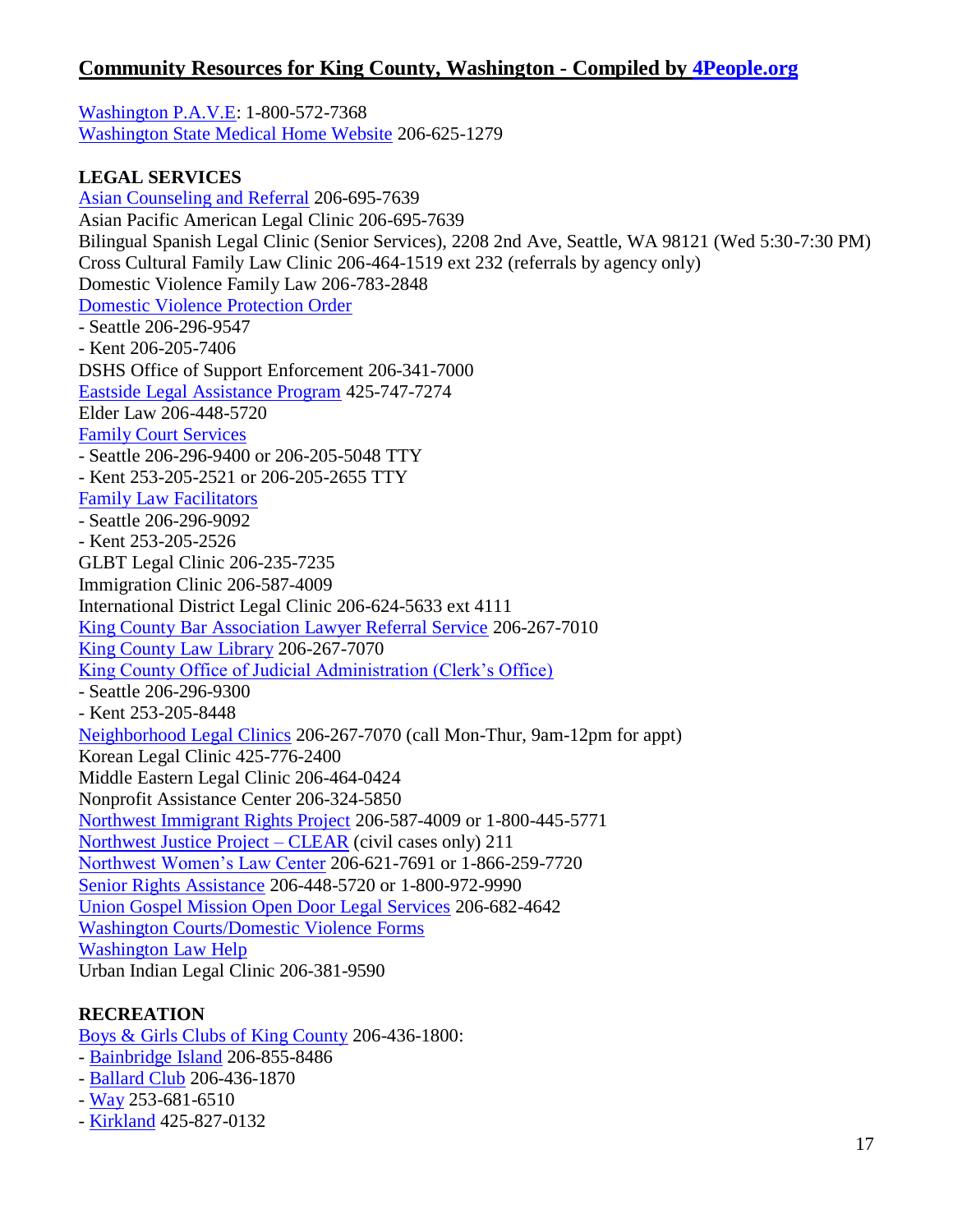## Community Resources for King County, Washington - Compiled by 4People.org

Washington P.A.V.E: 1-800-572-7368
Washington State Medical Home Website 206-625-1279

**LEGAL SERVICES**

Asian Counseling and Referral 206-695-7639
Asian Pacific American Legal Clinic 206-695-7639
Bilingual Spanish Legal Clinic (Senior Services), 2208 2nd Ave, Seattle, WA 98121 (Wed 5:30-7:30 PM)
Cross Cultural Family Law Clinic 206-464-1519 ext 232 (referrals by agency only)
Domestic Violence Family Law 206-783-2848
Domestic Violence Protection Order
- Seattle 206-296-9547
- Kent 206-205-7406

DSHS Office of Support Enforcement 206-341-7000
Eastside Legal Assistance Program 425-747-7274
Elder Law 206-448-5720
Family Court Services
- Seattle 206-296-9400 or 206-205-5048 TTY
- Kent 253-205-2521 or 206-205-2655 TTY

Family Law Facilitators
- Seattle 206-296-9092
- Kent 253-205-2526

GLBT Legal Clinic 206-235-7235
Immigration Clinic 206-587-4009
International District Legal Clinic 206-624-5633 ext 4111
King County Bar Association Lawyer Referral Service 206-267-7010
King County Law Library 206-267-7070
King County Office of Judicial Administration (Clerk's Office)
- Seattle 206-296-9300
- Kent 253-205-8448

Neighborhood Legal Clinics 206-267-7070 (call Mon-Thur, 9am-12pm for appt)
Korean Legal Clinic 425-776-2400
Middle Eastern Legal Clinic 206-464-0424
Nonprofit Assistance Center 206-324-5850
Northwest Immigrant Rights Project 206-587-4009 or 1-800-445-5771
Northwest Justice Project – CLEAR (civil cases only) 211
Northwest Women's Law Center 206-621-7691 or 1-866-259-7720
Senior Rights Assistance 206-448-5720 or 1-800-972-9990
Union Gospel Mission Open Door Legal Services 206-682-4642
Washington Courts/Domestic Violence Forms
Washington Law Help
Urban Indian Legal Clinic 206-381-9590

**RECREATION**

Boys & Girls Clubs of King County 206-436-1800:
- Bainbridge Island 206-855-8486
- Ballard Club 206-436-1870
- Way 253-681-6510
- Kirkland 425-827-0132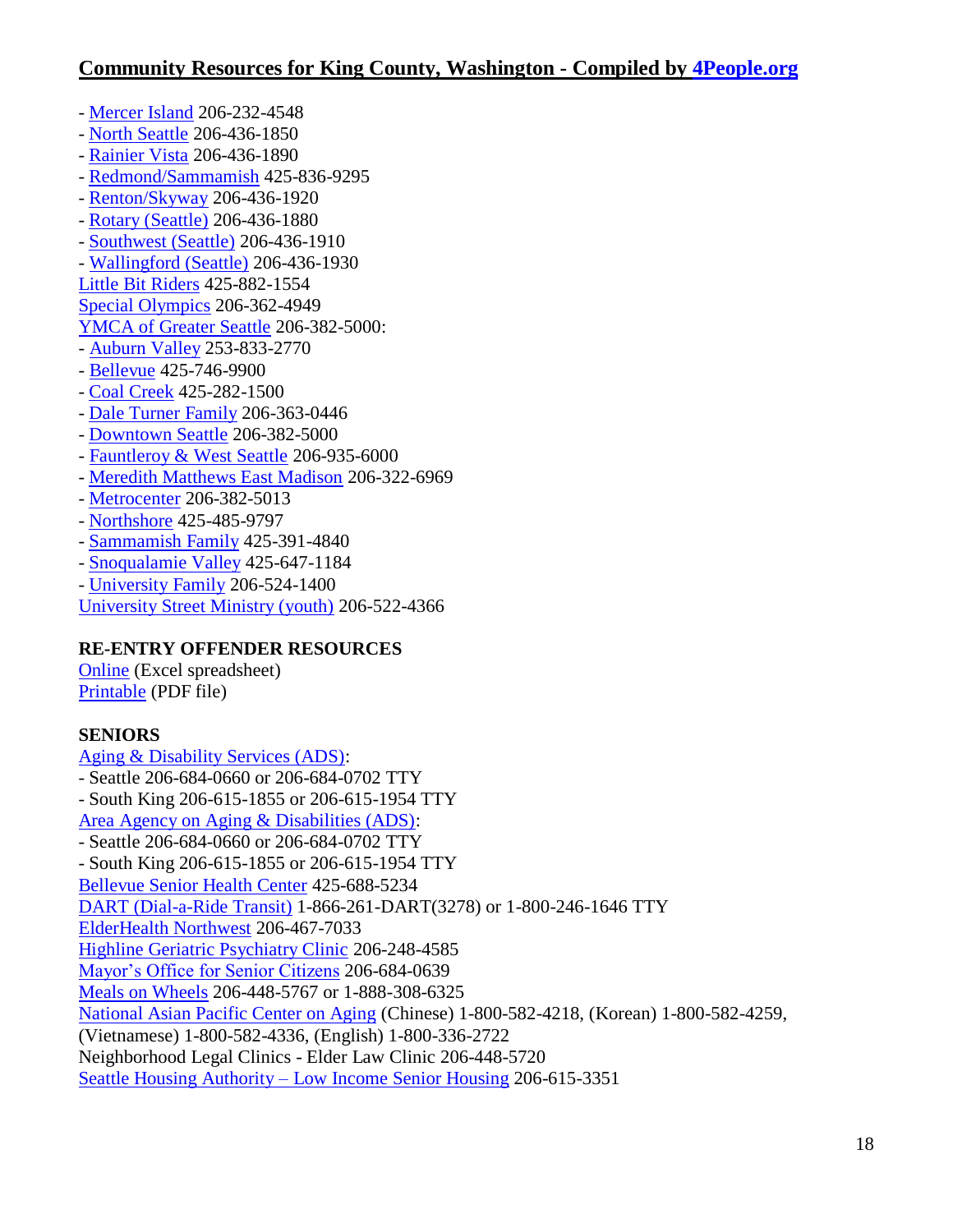- Mercer Island 206-232-4548
- North Seattle 206-436-1850
- Rainier Vista 206-436-1890
- Redmond/Sammamish 425-836-9295
- Renton/Skyway 206-436-1920
- Rotary (Seattle) 206-436-1880
- Southwest (Seattle) 206-436-1910
- Wallingford (Seattle) 206-436-1930

Little Bit Riders 425-882-1554
Special Olympics 206-362-4949
YMCA of Greater Seattle 206-382-5000:

- Auburn Valley 253-833-2770
- Bellevue 425-746-9900
- Coal Creek 425-282-1500
- Dale Turner Family 206-363-0446
- Downtown Seattle 206-382-5000
- Fauntleroy & West Seattle 206-935-6000
- Meredith Matthews East Madison 206-322-6969
- Metrocenter 206-382-5013
- Northshore 425-485-9797
- Sammamish Family 425-391-4840
- Snoqualamie Valley 425-647-1184
- University Family 206-524-1400

University Street Ministry (youth) 206-522-4366

**RE-ENTRY OFFENDER RESOURCES**

Online (Excel spreadsheet)
Printable (PDF file)

**SENIORS**

Aging & Disability Services (ADS):

- Seattle 206-684-0660 or 206-684-0702 TTY
- South King 206-615-1855 or 206-615-1954 TTY

Area Agency on Aging & Disabilities (ADS):

- Seattle 206-684-0660 or 206-684-0702 TTY
- South King 206-615-1855 or 206-615-1954 TTY

Bellevue Senior Health Center 425-688-5234
DART (Dial-a-Ride Transit) 1-866-261-DART(3278) or 1-800-246-1646 TTY
ElderHealth Northwest 206-467-7033
Highline Geriatric Psychiatry Clinic 206-248-4585
Mayor's Office for Senior Citizens 206-684-0639
Meals on Wheels 206-448-5767 or 1-888-308-6325
National Asian Pacific Center on Aging (Chinese) 1-800-582-4218, (Korean) 1-800-582-4259, (Vietnamese) 1-800-582-4336, (English) 1-800-336-2722
Neighborhood Legal Clinics - Elder Law Clinic 206-448-5720
Seattle Housing Authority – Low Income Senior Housing 206-615-3351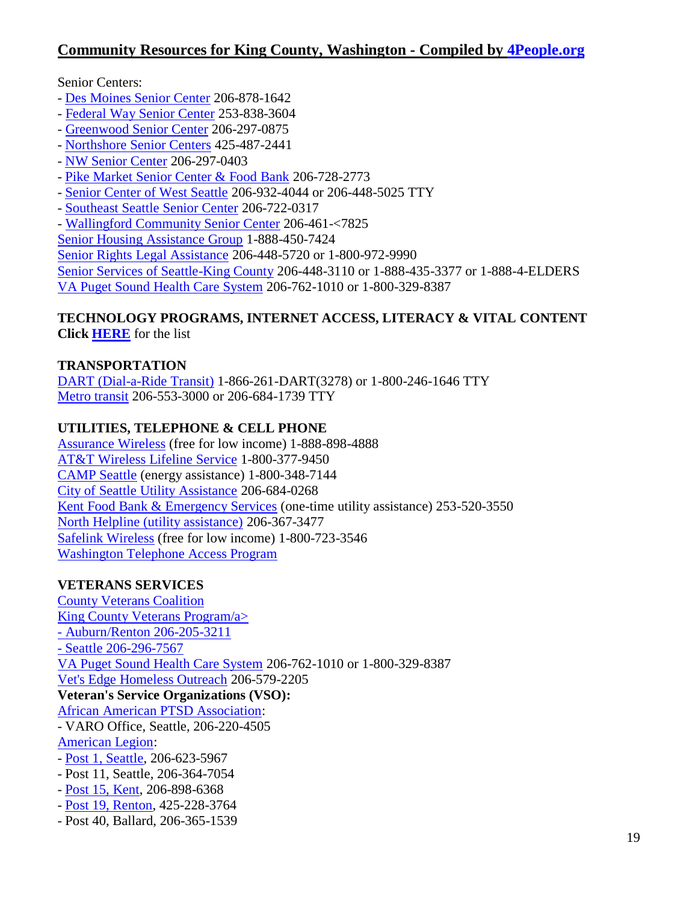## Community Resources for King County, Washington - Compiled by 4People.org

Senior Centers:
- Des Moines Senior Center 206-878-1642
- Federal Way Senior Center 253-838-3604
- Greenwood Senior Center 206-297-0875
- Northshore Senior Centers 425-487-2441
- NW Senior Center 206-297-0403
- Pike Market Senior Center & Food Bank 206-728-2773
- Senior Center of West Seattle 206-932-4044 or 206-448-5025 TTY
- Southeast Seattle Senior Center 206-722-0317
- Wallingford Community Senior Center 206-461-<7825

Senior Housing Assistance Group 1-888-450-7424
Senior Rights Legal Assistance 206-448-5720 or 1-800-972-9990
Senior Services of Seattle-King County 206-448-3110 or 1-888-435-3377 or 1-888-4-ELDERS
VA Puget Sound Health Care System 206-762-1010 or 1-800-329-8387

**TECHNOLOGY PROGRAMS, INTERNET ACCESS, LITERACY & VITAL CONTENT**
**Click HERE** for the list

**TRANSPORTATION**
DART (Dial-a-Ride Transit) 1-866-261-DART(3278) or 1-800-246-1646 TTY
Metro transit 206-553-3000 or 206-684-1739 TTY

**UTILITIES, TELEPHONE & CELL PHONE**
Assurance Wireless (free for low income) 1-888-898-4888
AT&T Wireless Lifeline Service 1-800-377-9450
CAMP Seattle (energy assistance) 1-800-348-7144
City of Seattle Utility Assistance 206-684-0268
Kent Food Bank & Emergency Services (one-time utility assistance) 253-520-3550
North Helpline (utility assistance) 206-367-3477
Safelink Wireless (free for low income) 1-800-723-3546
Washington Telephone Access Program

**VETERANS SERVICES**
County Veterans Coalition
King County Veterans Program/a>
- Auburn/Renton 206-205-3211
- Seattle 206-296-7567

VA Puget Sound Health Care System 206-762-1010 or 1-800-329-8387
Vet's Edge Homeless Outreach 206-579-2205
**Veteran's Service Organizations (VSO):**
African American PTSD Association:
- VARO Office, Seattle, 206-220-4505

American Legion:
- Post 1, Seattle, 206-623-5967
- Post 11, Seattle, 206-364-7054
- Post 15, Kent, 206-898-6368
- Post 19, Renton, 425-228-3764
- Post 40, Ballard, 206-365-1539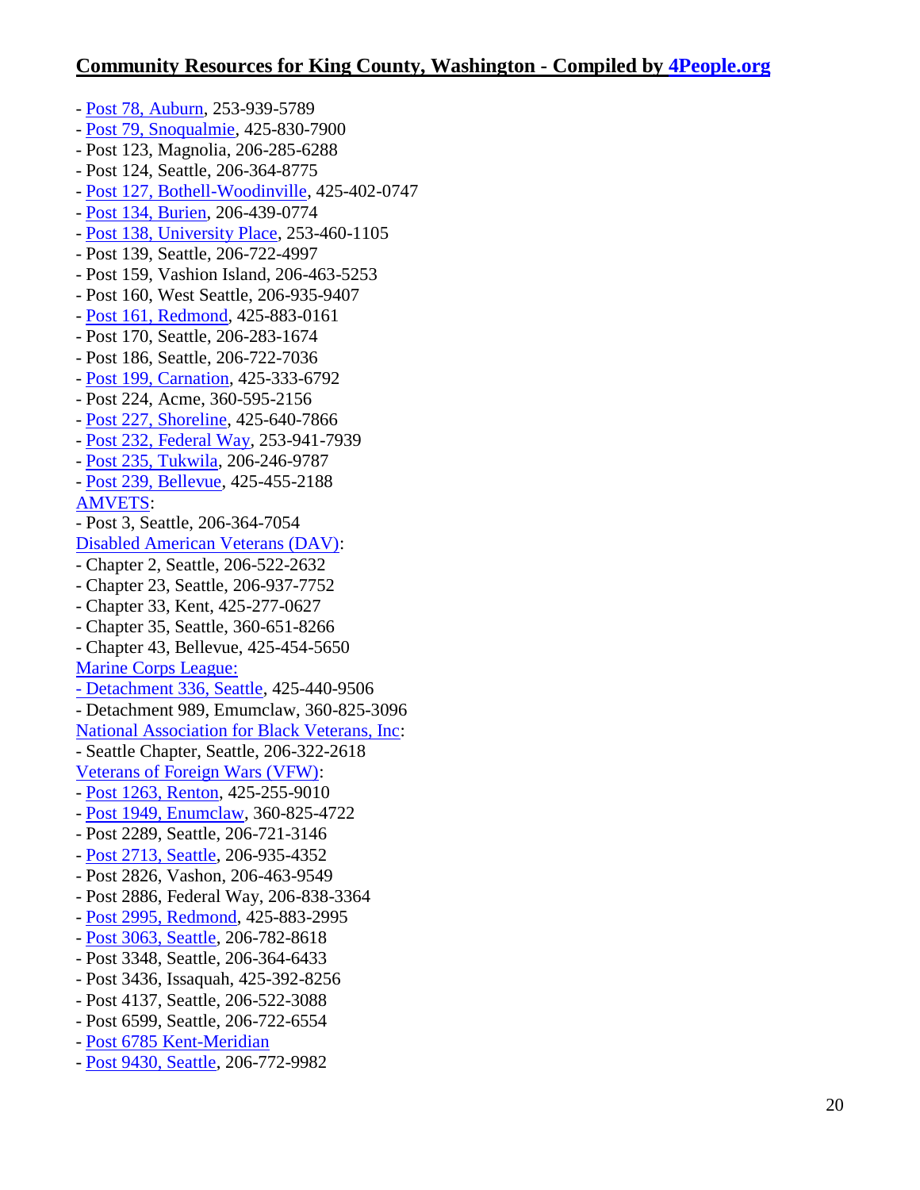- Post 78, Auburn, 253-939-5789
- Post 79, Snoqualmie, 425-830-7900
- Post 123, Magnolia, 206-285-6288
- Post 124, Seattle, 206-364-8775
- Post 127, Bothell-Woodinville, 425-402-0747
- Post 134, Burien, 206-439-0774
- Post 138, University Place, 253-460-1105
- Post 139, Seattle, 206-722-4997
- Post 159, Vashion Island, 206-463-5253
- Post 160, West Seattle, 206-935-9407
- Post 161, Redmond, 425-883-0161
- Post 170, Seattle, 206-283-1674
- Post 186, Seattle, 206-722-7036
- Post 199, Carnation, 425-333-6792
- Post 224, Acme, 360-595-2156
- Post 227, Shoreline, 425-640-7866
- Post 232, Federal Way, 253-941-7939
- Post 235, Tukwila, 206-246-9787
- Post 239, Bellevue, 425-455-2188

AMVETS:

- Post 3, Seattle, 206-364-7054

Disabled American Veterans (DAV):

- Chapter 2, Seattle, 206-522-2632
- Chapter 23, Seattle, 206-937-7752
- Chapter 33, Kent, 425-277-0627
- Chapter 35, Seattle, 360-651-8266
- Chapter 43, Bellevue, 425-454-5650

Marine Corps League:

- Detachment 336, Seattle, 425-440-9506
- Detachment 989, Emumclaw, 360-825-3096

National Association for Black Veterans, Inc:

- Seattle Chapter, Seattle, 206-322-2618

Veterans of Foreign Wars (VFW):

- Post 1263, Renton, 425-255-9010
- Post 1949, Enumclaw, 360-825-4722
- Post 2289, Seattle, 206-721-3146
- Post 2713, Seattle, 206-935-4352
- Post 2826, Vashon, 206-463-9549
- Post 2886, Federal Way, 206-838-3364
- Post 2995, Redmond, 425-883-2995
- Post 3063, Seattle, 206-782-8618
- Post 3348, Seattle, 206-364-6433
- Post 3436, Issaquah, 425-392-8256
- Post 4137, Seattle, 206-522-3088
- Post 6599, Seattle, 206-722-6554
- Post 6785 Kent-Meridian
- Post 9430, Seattle, 206-772-9982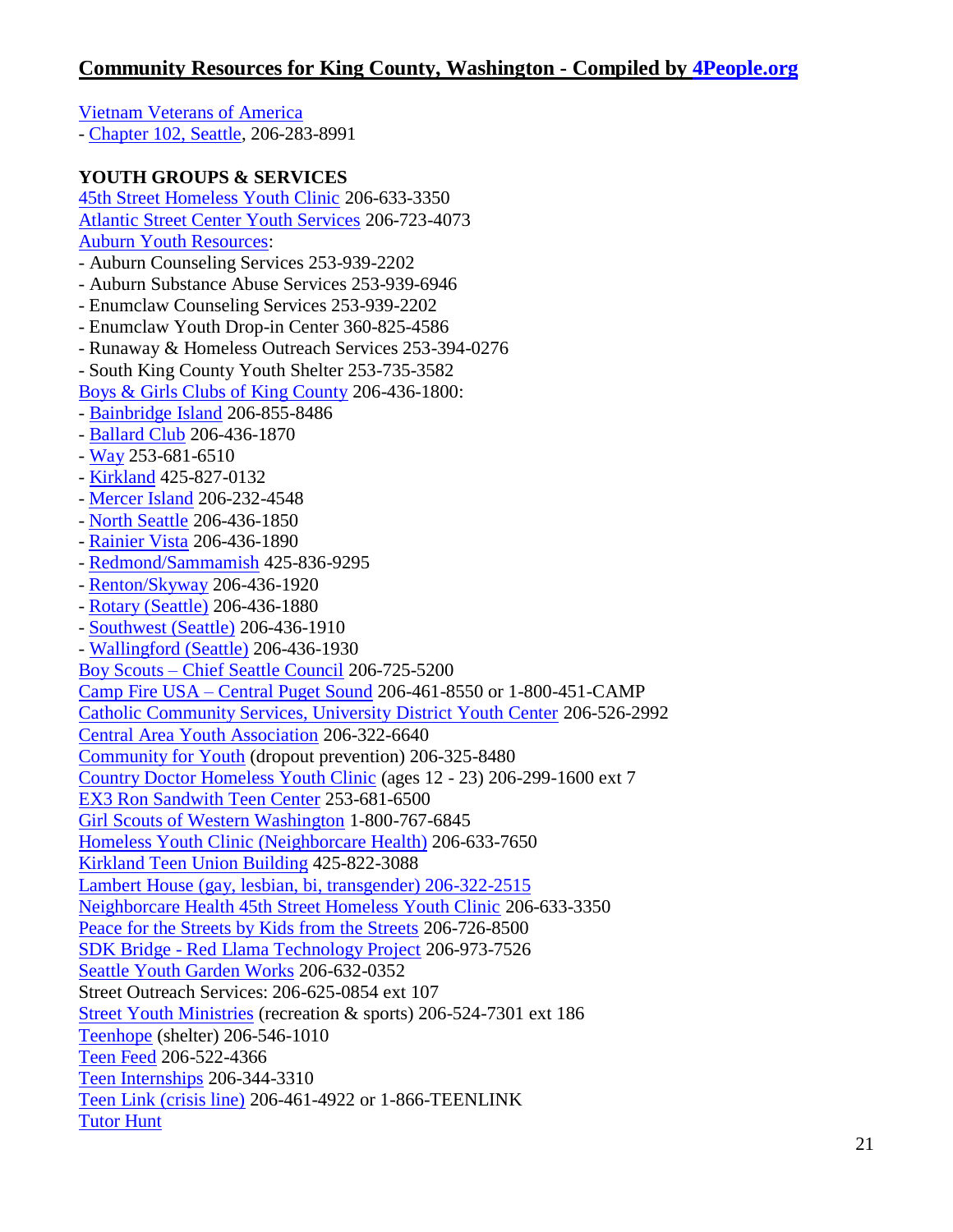## **Community Resources for King County, Washington - Compiled by 4People.org**

Vietnam Veterans of America
- Chapter 102, Seattle, 206-283-8991

**YOUTH GROUPS & SERVICES**

45th Street Homeless Youth Clinic 206-633-3350
Atlantic Street Center Youth Services 206-723-4073
Auburn Youth Resources:
- Auburn Counseling Services 253-939-2202
- Auburn Substance Abuse Services 253-939-6946
- Enumclaw Counseling Services 253-939-2202
- Enumclaw Youth Drop-in Center 360-825-4586
- Runaway & Homeless Outreach Services 253-394-0276
- South King County Youth Shelter 253-735-3582

Boys & Girls Clubs of King County 206-436-1800:
- Bainbridge Island 206-855-8486
- Ballard Club 206-436-1870
- Way 253-681-6510
- Kirkland 425-827-0132
- Mercer Island 206-232-4548
- North Seattle 206-436-1850
- Rainier Vista 206-436-1890
- Redmond/Sammamish 425-836-9295
- Renton/Skyway 206-436-1920
- Rotary (Seattle) 206-436-1880
- Southwest (Seattle) 206-436-1910
- Wallingford (Seattle) 206-436-1930

Boy Scouts – Chief Seattle Council 206-725-5200
Camp Fire USA – Central Puget Sound 206-461-8550 or 1-800-451-CAMP
Catholic Community Services, University District Youth Center 206-526-2992
Central Area Youth Association 206-322-6640
Community for Youth (dropout prevention) 206-325-8480
Country Doctor Homeless Youth Clinic (ages 12 - 23) 206-299-1600 ext 7
EX3 Ron Sandwith Teen Center 253-681-6500
Girl Scouts of Western Washington 1-800-767-6845
Homeless Youth Clinic (Neighborcare Health) 206-633-7650
Kirkland Teen Union Building 425-822-3088
Lambert House (gay, lesbian, bi, transgender) 206-322-2515
Neighborcare Health 45th Street Homeless Youth Clinic 206-633-3350
Peace for the Streets by Kids from the Streets 206-726-8500
SDK Bridge - Red Llama Technology Project 206-973-7526
Seattle Youth Garden Works 206-632-0352
Street Outreach Services: 206-625-0854 ext 107
Street Youth Ministries (recreation & sports) 206-524-7301 ext 186
Teenhope (shelter) 206-546-1010
Teen Feed 206-522-4366
Teen Internships 206-344-3310
Teen Link (crisis line) 206-461-4922 or 1-866-TEENLINK
Tutor Hunt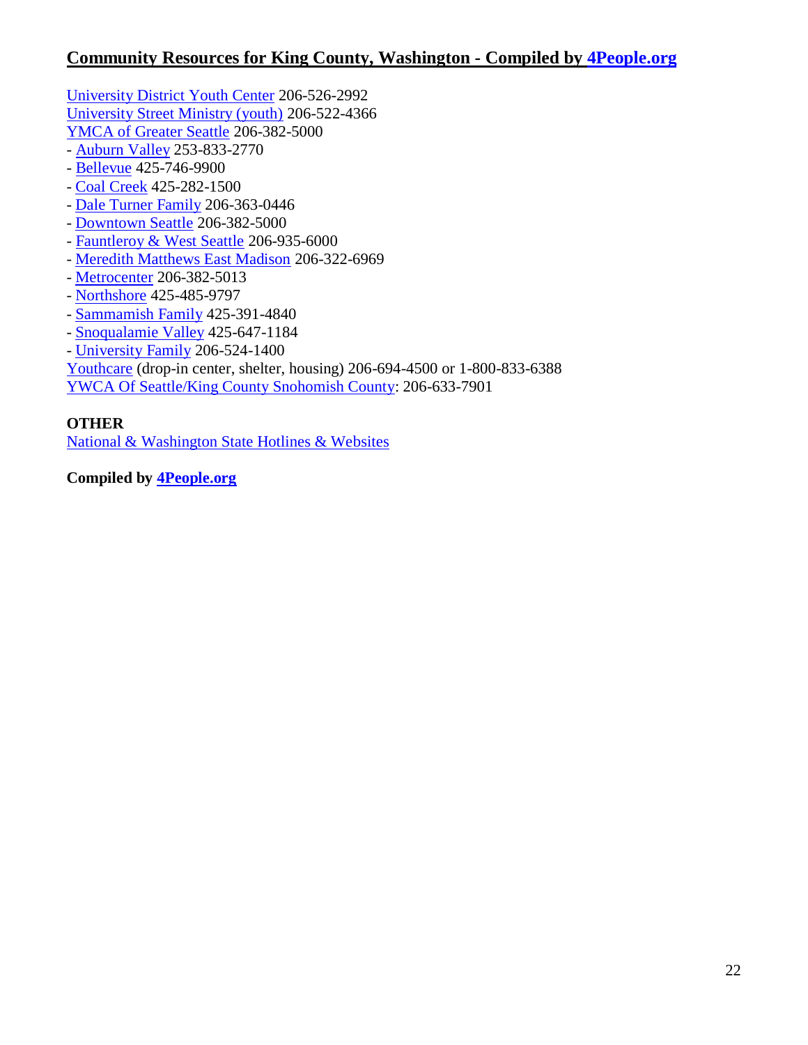## Community Resources for King County, Washington - Compiled by 4People.org

University District Youth Center 206-526-2992
University Street Ministry (youth) 206-522-4366
YMCA of Greater Seattle 206-382-5000
- Auburn Valley 253-833-2770
- Bellevue 425-746-9900
- Coal Creek 425-282-1500
- Dale Turner Family 206-363-0446
- Downtown Seattle 206-382-5000
- Fauntleroy & West Seattle 206-935-6000
- Meredith Matthews East Madison 206-322-6969
- Metrocenter 206-382-5013
- Northshore 425-485-9797
- Sammamish Family 425-391-4840
- Snoqualamie Valley 425-647-1184
- University Family 206-524-1400

Youthcare (drop-in center, shelter, housing) 206-694-4500 or 1-800-833-6388
YWCA Of Seattle/King County Snohomish County: 206-633-7901

**OTHER**
National & Washington State Hotlines & Websites

**Compiled by 4People.org**